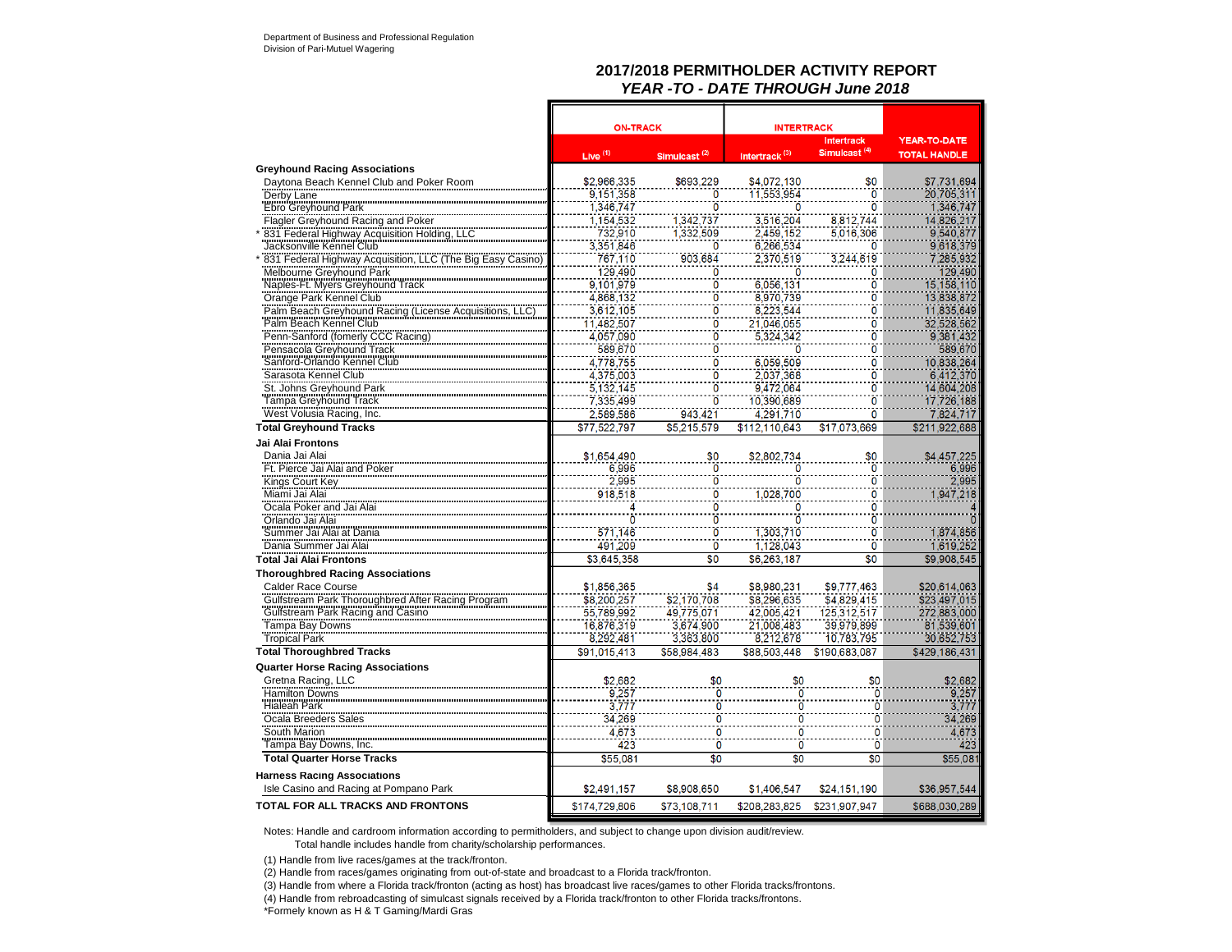Department of Business and Professional Regulation
Division of Pari-Mutuel Wagering

# 2017/2018 PERMITHOLDER ACTIVITY REPORT
## *YEAR -TO - DATE THROUGH June 2018*

| | ON-TRACK | | INTERTRACK | | YEAR-TO-DATE |
|---|---|---|---|---|---|
| | Live (1) | Simulcast (2) | Intertrack (3) | Intertrack Simulcast (4) | TOTAL HANDLE |
| **Greyhound Racing Associations** | | | | | |
| Daytona Beach Kennel Club and Poker Room | $2,966,335 | $693,229 | $4,072,130 | $0 | $7,731,694 |
| Derby Lane | 9,151,358 | 0 | 11,553,954 | 0 | 20,705,311 |
| Ebro Greyhound Park | 1,346,747 | 0 | 0 | 0 | 1,346,747 |
| Flagler Greyhound Racing and Poker | 1,154,532 | 1,342,737 | 3,516,204 | 8,812,744 | 14,826,217 |
| * 831 Federal Highway Acquisition Holding, LLC | 732,910 | 1,332,509 | 2,459,152 | 5,016,306 | 9,540,877 |
| Jacksonville Kennel Club | 3,351,846 | 0 | 6,266,534 | 0 | 9,618,379 |
| * 831 Federal Highway Acquisition, LLC (The Big Easy Casino) | 767,110 | 903,684 | 2,370,519 | 3,244,619 | 7,285,932 |
| Melbourne Greyhound Park | 129,490 | 0 | 0 | 0 | 129,490 |
| Naples-Ft. Myers Greyhound Track | 9,101,979 | 0 | 6,056,131 | 0 | 15,158,110 |
| Orange Park Kennel Club | 4,868,132 | 0 | 8,970,739 | 0 | 13,838,872 |
| Palm Beach Greyhound Racing (License Acquisitions, LLC) | 3,612,105 | 0 | 8,223,544 | 0 | 11,835,649 |
| Palm Beach Kennel Club | 11,482,507 | 0 | 21,046,055 | 0 | 32,528,562 |
| Penn-Sanford (fomerly CCC Racing) | 4,057,090 | 0 | 5,324,342 | 0 | 9,381,432 |
| Pensacola Greyhound Track | 589,670 | 0 | 0 | 0 | 589,670 |
| Sanford-Orlando Kennel Club | 4,778,755 | 0 | 6,059,509 | 0 | 10,838,264 |
| Sarasota Kennel Club | 4,375,003 | 0 | 2,037,368 | 0 | 6,412,370 |
| St. Johns Greyhound Park | 5,132,145 | 0 | 9,472,064 | 0 | 14,604,208 |
| Tampa Greyhound Track | 7,335,499 | 0 | 10,390,689 | 0 | 17,726,188 |
| West Volusia Racing, Inc. | 2,589,586 | 943,421 | 4,291,710 | 0 | 7,824,717 |
| **Total Greyhound Tracks** | $77,522,797 | $5,215,579 | $112,110,643 | $17,073,669 | $211,922,688 |
| **Jai Alai Frontons** | | | | | |
| Dania Jai Alai | $1,654,490 | $0 | $2,802,734 | $0 | $4,457,225 |
| Ft. Pierce Jai Alai and Poker | 6,996 | 0 | 0 | 0 | 6,996 |
| Kings Court Key | 2,995 | 0 | 0 | 0 | 2,995 |
| Miami Jai Alai | 918,518 | 0 | 1,028,700 | 0 | 1,947,218 |
| Ocala Poker and Jai Alai | 4 | 0 | 0 | 0 | 4 |
| Orlando Jai Alai | 0 | 0 | 0 | 0 | 0 |
| Summer Jai Alai at Dania | 571,146 | 0 | 1,303,710 | 0 | 1,874,856 |
| Dania Summer Jai Alai | 491,209 | 0 | 1,128,043 | 0 | 1,619,252 |
| **Total Jai Alai Frontons** | $3,645,358 | $0 | $6,263,187 | $0 | $9,908,545 |
| **Thoroughbred Racing Associations** | | | | | |
| Calder Race Course | $1,856,365 | $4 | $8,980,231 | $9,777,463 | $20,614,063 |
| Gulfstream Park Thoroughbred After Racing Program | $8,200,257 | $2,170,708 | $8,296,635 | $4,829,415 | $23,497,015 |
| Gulfstream Park Racing and Casino | 55,789,992 | 49,775,071 | 42,005,421 | 125,312,517 | 272,883,000 |
| Tampa Bay Downs | 16,876,319 | 3,674,900 | 21,008,483 | 39,979,899 | 81,539,601 |
| Tropical Park | 8,292,481 | 3,363,800 | 8,212,678 | 10,783,795 | 30,652,753 |
| **Total Thoroughbred Tracks** | $91,015,413 | $58,984,483 | $88,503,448 | $190,683,087 | $429,186,431 |
| **Quarter Horse Racing Associations** | | | | | |
| Gretna Racing, LLC | $2,682 | $0 | $0 | $0 | $2,682 |
| Hamilton Downs | 9,257 | 0 | 0 | 0 | 9,257 |
| Hialeah Park | 3,777 | 0 | 0 | 0 | 3,777 |
| Ocala Breeders Sales | 34,269 | 0 | 0 | 0 | 34,269 |
| South Marion | 4,673 | 0 | 0 | 0 | 4,673 |
| Tampa Bay Downs, Inc. | 423 | 0 | 0 | 0 | 423 |
| **Total Quarter Horse Tracks** | $55,081 | $0 | $0 | $0 | $55,081 |
| **Harness Racing Associations** | | | | | |
| Isle Casino and Racing at Pompano Park | $2,491,157 | $8,908,650 | $1,406,547 | $24,151,190 | $36,957,544 |
| **TOTAL FOR ALL TRACKS AND FRONTONS** | $174,729,806 | $73,108,711 | $208,283,825 | $231,907,947 | $688,030,289 |

Notes: Handle and cardroom information according to permitholders, and subject to change upon division audit/review.
Total handle includes handle from charity/scholarship performances.

(1) Handle from live races/games at the track/fronton.
(2) Handle from races/games originating from out-of-state and broadcast to a Florida track/fronton.
(3) Handle from where a Florida track/fronton (acting as host) has broadcast live races/games to other Florida tracks/frontons.
(4) Handle from rebroadcasting of simulcast signals received by a Florida track/fronton to other Florida tracks/frontons.
*Formely known as H & T Gaming/Mardi Gras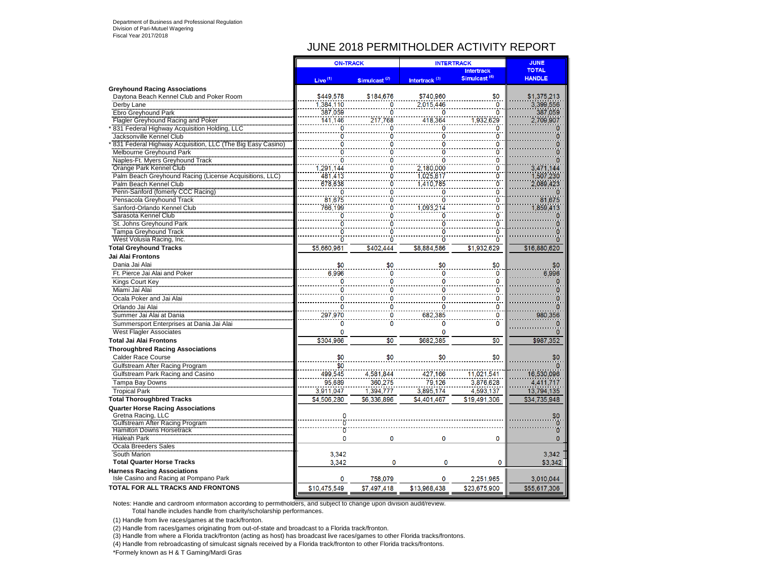Department of Business and Professional Regulation
Division of Pari-Mutuel Wagering
Fiscal Year 2017/2018

# JUNE 2018 PERMITHOLDER ACTIVITY REPORT

| | ON-TRACK | | INTERTRACK | | JUNE |
|---|---|---|---|---|---|
| | Live [1] | Simulcast [2] | Intertrack [3] | Intertrack Simulcast [4] | TOTAL HANDLE |
| **Greyhound Racing Associations** | | | | | |
| Daytona Beach Kennel Club and Poker Room | $449,578 | $184,676 | $740,960 | $0 | $1,375,213 |
| Derby Lane | 1,384,110 | 0 | 2,015,446 | 0 | 3,399,556 |
| Ebro Greyhound Park | 387,059 | 0 | 0 | 0 | 387,059 |
| Flagler Greyhound Racing and Poker | 141,146 | 217,768 | 418,364 | 1,932,629 | 2,709,907 |
| * 831 Federal Highway Acquisition Holding, LLC | 0 | 0 | 0 | 0 | 0 |
| Jacksonville Kennel Club | 0 | 0 | 0 | 0 | 0 |
| * 831 Federal Highway Acquisition, LLC (The Big Easy Casino) | 0 | 0 | 0 | 0 | 0 |
| Melbourne Greyhound Park | 0 | 0 | 0 | 0 | 0 |
| Naples-Ft. Myers Greyhound Track | 0 | 0 | 0 | 0 | 0 |
| Orange Park Kennel Club | 1,291,144 | 0 | 2,180,000 | 0 | 3,471,144 |
| Palm Beach Greyhound Racing (License Acquisitions, LLC) | 481,413 | 0 | 1,025,817 | 0 | 1,507,230 |
| Palm Beach Kennel Club | 678,638 | 0 | 1,410,785 | 0 | 2,089,423 |
| Penn-Sanford (fomerly CCC Racing) | 0 | 0 | 0 | 0 | 0 |
| Pensacola Greyhound Track | 81,675 | 0 | 0 | 0 | 81,675 |
| Sanford-Orlando Kennel Club | 766,199 | 0 | 1,093,214 | 0 | 1,859,413 |
| Sarasota Kennel Club | 0 | 0 | 0 | 0 | 0 |
| St. Johns Greyhound Park | 0 | 0 | 0 | 0 | 0 |
| Tampa Greyhound Track | 0 | 0 | 0 | 0 | 0 |
| West Volusia Racing, Inc. | 0 | 0 | 0 | 0 | 0 |
| **Total Greyhound Tracks** | $5,660,961 | $402,444 | $8,884,586 | $1,932,629 | $16,880,620 |
| **Jai Alai Frontons** | | | | | |
| Dania Jai Alai | $0 | $0 | $0 | $0 | $0 |
| Ft. Pierce Jai Alai and Poker | 6,996 | 0 | 0 | 0 | 6,996 |
| Kings Court Key | 0 | 0 | 0 | 0 | 0 |
| Miami Jai Alai | 0 | 0 | 0 | 0 | 0 |
| Ocala Poker and Jai Alai | 0 | 0 | 0 | 0 | 0 |
| Orlando Jai Alai | 0 | 0 | 0 | 0 | 0 |
| Summer Jai Alai at Dania | 297,970 | 0 | 682,385 | 0 | 980,356 |
| Summersport Enterprises at Dania Jai Alai | 0 | 0 | 0 | 0 | 0 |
| West Flagler Associates | 0 | | 0 | | 0 |
| **Total Jai Alai Frontons** | $304,966 | $0 | $682,385 | $0 | $987,352 |
| **Thoroughbred Racing Associations** | | | | | |
| Calder Race Course | $0 | $0 | $0 | $0 | $0 |
| Gulfstream After Racing Program | $0 | | | | 0 |
| Gulfstream Park Racing and Casino | 499,545 | 4,581,844 | 427,166 | 11,021,541 | 16,530,096 |
| Tampa Bay Downs | 95,689 | 360,275 | 79,126 | 3,876,628 | 4,411,717 |
| Tropical Park | 3,911,047 | 1,394,777 | 3,895,174 | 4,593,137 | 13,794,135 |
| **Total Thoroughbred Tracks** | $4,506,280 | $6,336,896 | $4,401,467 | $19,491,306 | $34,735,948 |
| **Quarter Horse Racing Associations** | | | | | |
| Gretna Racing, LLC | 0 | | | | $0 |
| Gulfstream After Racing Program | 0 | | | | 0 |
| Hamilton Downs Horsetrack | 0 | | | | 0 |
| Hialeah Park | 0 | 0 | 0 | 0 | 0 |
| Ocala Breeders Sales | | | | | |
| South Marion | 3,342 | | | | 3,342 |
| **Total Quarter Horse Tracks** | 3,342 | 0 | 0 | 0 | $3,342 |
| **Harness Racing Associations** | | | | | |
| Isle Casino and Racing at Pompano Park | 0 | 758,079 | 0 | 2,251,965 | 3,010,044 |
| **TOTAL FOR ALL TRACKS AND FRONTONS** | $10,475,549 | $7,497,418 | $13,968,438 | $23,675,900 | $55,617,306 |

Notes: Handle and cardroom information according to permitholders, and subject to change upon division audit/review.
Total handle includes handle from charity/scholarship performances.

(1) Handle from live races/games at the track/fronton.

(2) Handle from races/games originating from out-of-state and broadcast to a Florida track/fronton.

(3) Handle from where a Florida track/fronton (acting as host) has broadcast live races/games to other Florida tracks/frontons.

(4) Handle from rebroadcasting of simulcast signals received by a Florida track/fronton to other Florida tracks/frontons.

*Formely known as H & T Gaming/Mardi Gras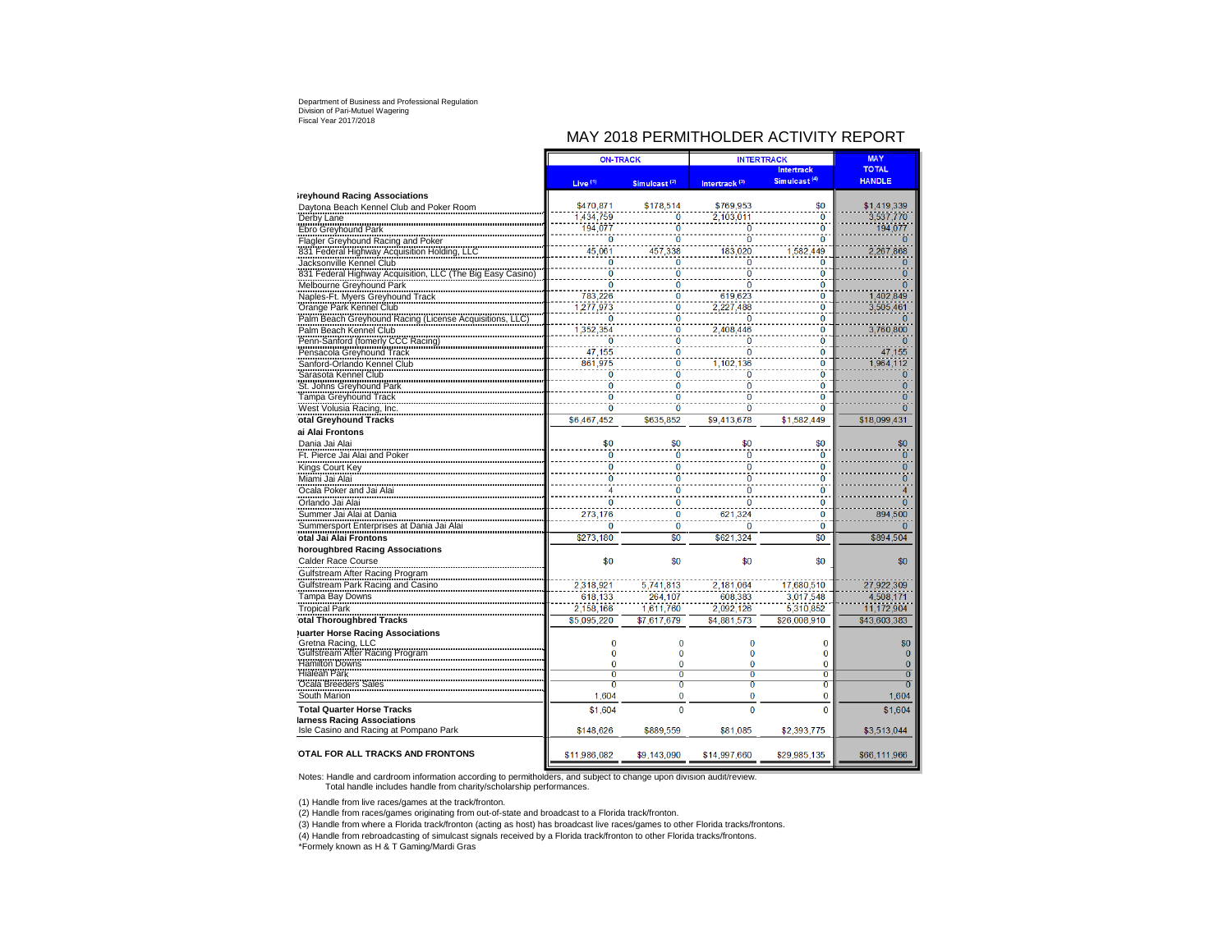Department of Business and Professional Regulation
Division of Pari-Mutuel Wagering
Fiscal Year 2017/2018

# MAY 2018 PERMITHOLDER ACTIVITY REPORT

| | ON-TRACK | | INTERTRACK | | MAY TOTAL HANDLE |
|---|---|---|---|---|---|
| | Live (1) | Simulcast (2) | Intertrack (3) | Intertrack Simulcast (4) | |
| **Greyhound Racing Associations** | | | | | |
| Daytona Beach Kennel Club and Poker Room | $470,871 | $178,514 | $769,953 | $0 | $1,419,339 |
| Derby Lane | 1,434,759 | 0 | 2,103,011 | 0 | 3,537,770 |
| Ebro Greyhound Park | 194,077 | 0 | 0 | 0 | 194,077 |
| Flagler Greyhound Racing and Poker | 0 | 0 | 0 | 0 | 0 |
| 831 Federal Highway Acquisition Holding, LLC | 45,061 | 457,338 | 183,020 | 1,582,449 | 2,267,868 |
| Jacksonville Kennel Club | 0 | 0 | 0 | 0 | 0 |
| 831 Federal Highway Acquisition, LLC (The Big Easy Casino) | 0 | 0 | 0 | 0 | 0 |
| Melbourne Greyhound Park | 0 | 0 | 0 | 0 | 0 |
| Naples-Ft. Myers Greyhound Track | 783,226 | 0 | 619,623 | 0 | 1,402,849 |
| Orange Park Kennel Club | 1,277,973 | 0 | 2,227,488 | 0 | 3,505,461 |
| Palm Beach Greyhound Racing (License Acquisitions, LLC) | 0 | 0 | 0 | 0 | 0 |
| Palm Beach Kennel Club | 1,352,354 | 0 | 2,408,446 | 0 | 3,760,800 |
| Penn-Sanford (formerly CCC Racing) | 0 | 0 | 0 | 0 | 0 |
| Pensacola Greyhound Track | 47,155 | 0 | 0 | 0 | 47,155 |
| Sanford-Orlando Kennel Club | 861,975 | 0 | 1,102,136 | 0 | 1,964,112 |
| Sarasota Kennel Club | 0 | 0 | 0 | 0 | 0 |
| St. Johns Greyhound Park | 0 | 0 | 0 | 0 | 0 |
| Tampa Greyhound Track | 0 | 0 | 0 | 0 | 0 |
| West Volusia Racing, Inc. | 0 | 0 | 0 | 0 | 0 |
| **Total Greyhound Tracks** | $6,467,452 | $635,852 | $9,413,678 | $1,582,449 | $18,099,431 |
| **Jai Alai Frontons** | | | | | |
| Dania Jai Alai | $0 | $0 | $0 | $0 | $0 |
| Ft. Pierce Jai Alai and Poker | 0 | 0 | 0 | 0 | 0 |
| Kings Court Key | 0 | 0 | 0 | 0 | 0 |
| Miami Jai Alai | 0 | 0 | 0 | 0 | 0 |
| Ocala Poker and Jai Alai | 4 | 0 | 0 | 0 | 4 |
| Orlando Jai Alai | 0 | 0 | 0 | 0 | 0 |
| Summer Jai Alai at Dania | 273,176 | 0 | 621,324 | 0 | 894,500 |
| Summersport Enterprises at Dania Jai Alai | 0 | 0 | 0 | 0 | 0 |
| **Total Jai Alai Frontons** | $273,180 | $0 | $621,324 | $0 | $894,504 |
| **Thoroughbred Racing Associations** | | | | | |
| Calder Race Course | $0 | $0 | $0 | $0 | $0 |
| Gulfstream After Racing Program | | | | | |
| Gulfstream Park Racing and Casino | 2,318,921 | 5,741,813 | 2,181,064 | 17,680,510 | 27,922,309 |
| Tampa Bay Downs | 618,133 | 264,107 | 608,383 | 3,017,548 | 4,508,171 |
| Tropical Park | 2,158,166 | 1,611,760 | 2,092,126 | 5,310,852 | 11,172,904 |
| **Total Thoroughbred Tracks** | $5,095,220 | $7,617,679 | $4,881,573 | $26,008,910 | $43,603,383 |
| **Quarter Horse Racing Associations** | | | | | |
| Gretna Racing, LLC | 0 | 0 | 0 | 0 | $0 |
| Gulfstream After Racing Program | 0 | 0 | 0 | 0 | 0 |
| Hamilton Downs | 0 | 0 | 0 | 0 | 0 |
| Hialeah Park | 0 | 0 | 0 | 0 | 0 |
| Ocala Breeders Sales | 0 | 0 | 0 | 0 | 0 |
| South Marion | 1,604 | 0 | 0 | 0 | 1,604 |
| **Total Quarter Horse Tracks** | $1,604 | 0 | 0 | 0 | $1,604 |
| **Harness Racing Associations** | | | | | |
| Isle Casino and Racing at Pompano Park | $148,626 | $889,559 | $81,085 | $2,393,775 | $3,513,044 |
| **TOTAL FOR ALL TRACKS AND FRONTONS** | $11,986,082 | $9,143,090 | $14,997,660 | $29,985,135 | $66,111,966 |

Notes: Handle and cardroom information according to permitholders, and subject to change upon division audit/review.
Total handle includes handle from charity/scholarship performances.

(1) Handle from live races/games at the track/fronton.

(2) Handle from races/games originating from out-of-state and broadcast to a Florida track/fronton.

(3) Handle from where a Florida track/fronton (acting as host) has broadcast live races/games to other Florida tracks/frontons.

(4) Handle from rebroadcasting of simulcast signals received by a Florida track/fronton to other Florida tracks/frontons.

*Formely known as H & T Gaming/Mardi Gras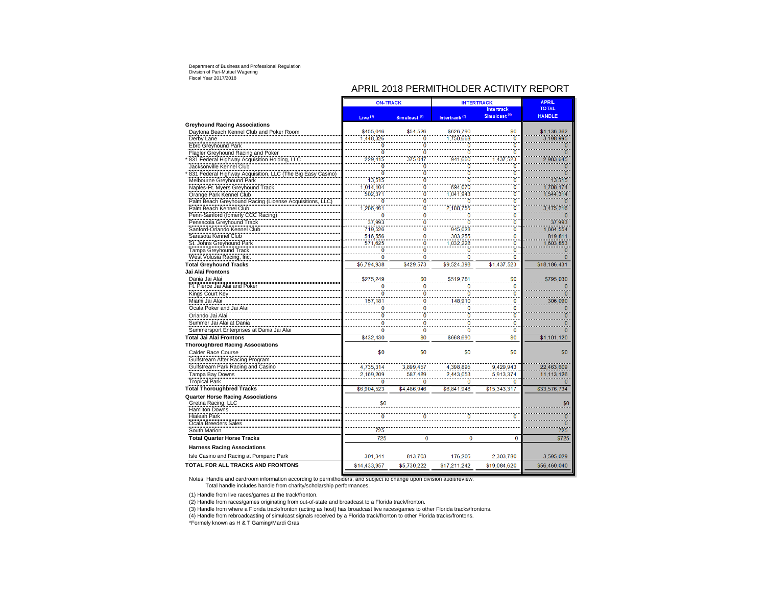Department of Business and Professional Regulation
Division of Pari-Mutuel Wagering
Fiscal Year 2017/2018

# APRIL 2018 PERMITHOLDER ACTIVITY REPORT

| | ON-TRACK | | INTERTRACK | | APRIL TOTAL HANDLE |
|---|---|---|---|---|---|
| | Live [1] | Simulcast [2] | Intertrack [3] | Intertrack Simulcast [4] | |
| **Greyhound Racing Associations** | | | | | |
| Daytona Beach Kennel Club and Poker Room | $455,046 | $54,526 | $626,790 | $0 | $1,136,362 |
| Derby Lane | 1,448,326 | 0 | 1,750,668 | 0 | 3,198,995 |
| Ebro Greyhound Park | 0 | 0 | 0 | 0 | 0 |
| Flagler Greyhound Racing and Poker | 0 | 0 | 0 | 0 | 0 |
| * 831 Federal Highway Acquisition Holding, LLC | 229,415 | 375,047 | 941,660 | 1,437,523 | 2,983,645 |
| Jacksonville Kennel Club | 0 | 0 | 0 | 0 | 0 |
| * 831 Federal Highway Acquisition, LLC (The Big Easy Casino) | 0 | 0 | 0 | 0 | 0 |
| Melbourne Greyhound Park | 13,515 | 0 | 0 | 0 | 13,515 |
| Naples-Ft. Myers Greyhound Track | 1,014,104 | 0 | 694,070 | 0 | 1,708,174 |
| Orange Park Kennel Club | 502,371 | 0 | 1,041,943 | 0 | 1,544,314 |
| Palm Beach Greyhound Racing (License Acquisitions, LLC) | 0 | 0 | 0 | 0 | 0 |
| Palm Beach Kennel Club | 1,286,461 | 0 | 2,188,755 | 0 | 3,475,216 |
| Penn-Sanford (fomerly CCC Racing) | 0 | 0 | 0 | 0 | 0 |
| Pensacola Greyhound Track | 37,993 | 0 | 0 | 0 | 37,993 |
| Sanford-Orlando Kennel Club | 719,526 | 0 | 945,028 | 0 | 1,664,554 |
| Sarasota Kennel Club | 516,556 | 0 | 303,255 | 0 | 819,811 |
| St. Johns Greyhound Park | 571,625 | 0 | 1,032,228 | 0 | 1,603,853 |
| Tampa Greyhound Track | 0 | 0 | 0 | 0 | 0 |
| West Volusia Racing, Inc. | 0 | 0 | 0 | 0 | 0 |
| **Total Greyhound Tracks** | $6,794,938 | $429,573 | $9,524,398 | $1,437,523 | $18,186,431 |
| **Jai Alai Frontons** | | | | | |
| Dania Jai Alai | $275,249 | $0 | $519,781 | $0 | $795,030 |
| Ft. Pierce Jai Alai and Poker | 0 | 0 | 0 | 0 | 0 |
| Kings Court Key | 0 | 0 | 0 | 0 | 0 |
| Miami Jai Alai | 157,181 | 0 | 148,910 | 0 | 306,090 |
| Ocala Poker and Jai Alai | 0 | 0 | 0 | 0 | 0 |
| Orlando Jai Alai | 0 | 0 | 0 | 0 | 0 |
| Summer Jai Alai at Dania | 0 | 0 | 0 | 0 | 0 |
| Summersport Enterprises at Dania Jai Alai | 0 | 0 | 0 | 0 | 0 |
| **Total Jai Alai Frontons** | $432,430 | $0 | $668,690 | $0 | $1,101,120 |
| **Thoroughbred Racing Associations** | | | | | |
| Calder Race Course | $0 | $0 | $0 | $0 | $0 |
| Gulfstream After Racing Program | | | | | |
| Gulfstream Park Racing and Casino | 4,735,314 | 3,899,457 | 4,398,895 | 9,429,943 | 22,463,609 |
| Tampa Bay Downs | 2,169,209 | 587,489 | 2,443,053 | 5,913,374 | 11,113,126 |
| Tropical Park | 0 | 0 | 0 | 0 | 0 |
| **Total Thoroughbred Tracks** | $6,904,523 | $4,486,946 | $6,841,948 | $15,343,317 | $33,576,734 |
| **Quarter Horse Racing Associations** | | | | | |
| Gretna Racing, LLC | $0 | | | | $0 |
| Hamilton Downs | | | | | |
| Hialeah Park | 0 | 0 | 0 | 0 | 0 |
| Ocala Breeders Sales | | | | | 0 |
| South Marion | 725 | | | | 725 |
| **Total Quarter Horse Tracks** | 725 | 0 | 0 | 0 | $725 |
| **Harness Racing Associations** | | | | | |
| Isle Casino and Racing at Pompano Park | 301,341 | 813,703 | 176,205 | 2,303,780 | 3,595,029 |
| **TOTAL FOR ALL TRACKS AND FRONTONS** | $14,433,957 | $5,730,222 | $17,211,242 | $19,084,620 | $56,460,040 |

Notes: Handle and cardroom information according to permitholders, and subject to change upon division audit/review.
Total handle includes handle from charity/scholarship performances.

(1) Handle from live races/games at the track/fronton.

(2) Handle from races/games originating from out-of-state and broadcast to a Florida track/fronton.

(3) Handle from where a Florida track/fronton (acting as host) has broadcast live races/games to other Florida tracks/frontons.

(4) Handle from rebroadcasting of simulcast signals received by a Florida track/fronton to other Florida tracks/frontons.

*Formely known as H & T Gaming/Mardi Gras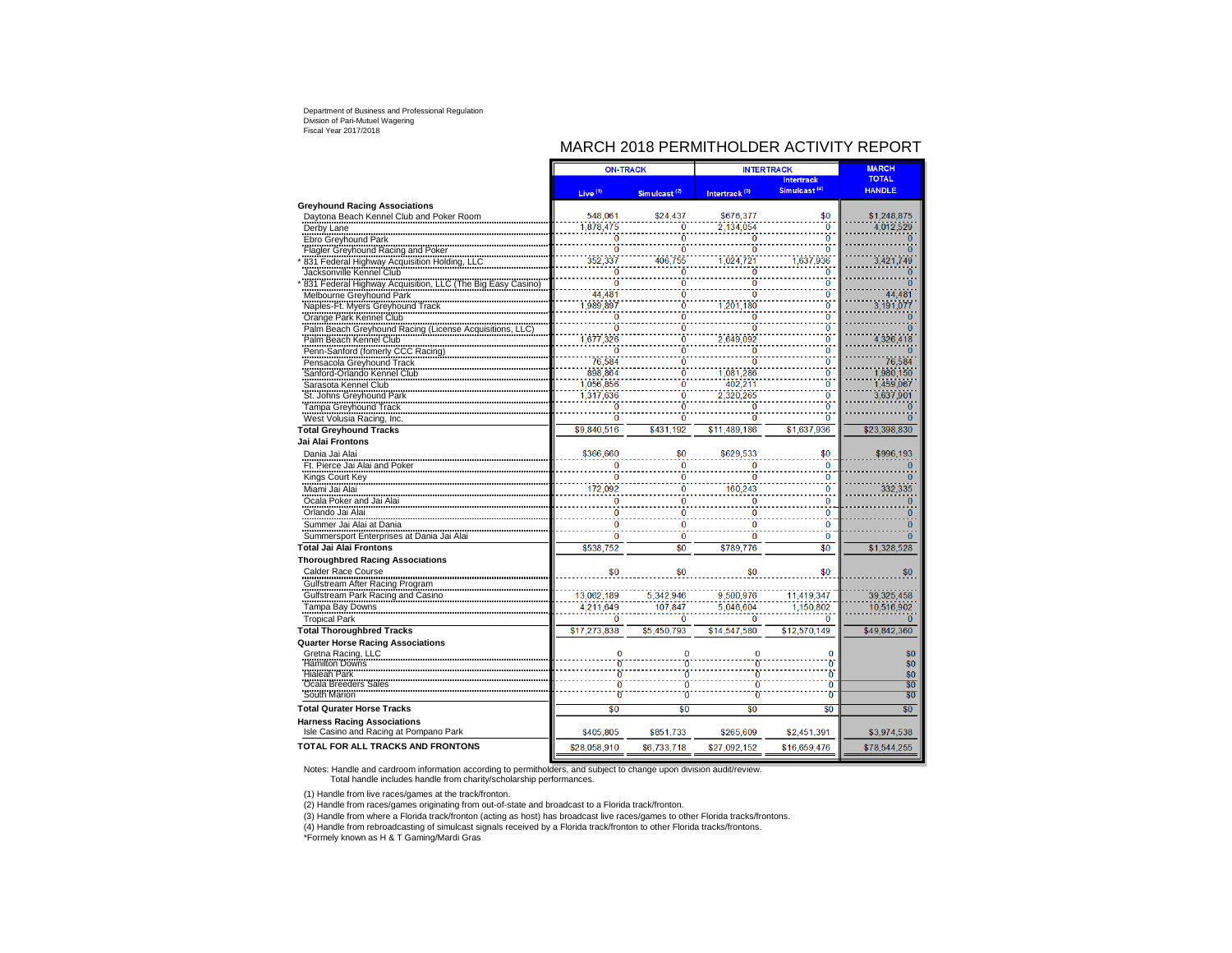Department of Business and Professional Regulation
Division of Pari-Mutuel Wagering
Fiscal Year 2017/2018

# MARCH 2018 PERMITHOLDER ACTIVITY REPORT

| | ON-TRACK | | INTERTRACK | | MARCH |
|---|---|---|---|---|---|
| | Live (1) | Simulcast (2) | Intertrack (3) | Intertrack Simulcast (4) | TOTAL HANDLE |
| **Greyhound Racing Associations** | | | | | |
| Daytona Beach Kennel Club and Poker Room | 548,061 | $24,437 | $676,377 | $0 | $1,248,875 |
| Derby Lane | 1,878,475 | 0 | 2,134,054 | 0 | 4,012,529 |
| Ebro Greyhound Park | 0 | 0 | 0 | 0 | 0 |
| Flagler Greyhound Racing and Poker | 0 | 0 | 0 | 0 | 0 |
| * 831 Federal Highway Acquisition Holding, LLC | 352,337 | 406,755 | 1,024,721 | 1,637,936 | 3,421,749 |
| Jacksonville Kennel Club | 0 | 0 | 0 | 0 | 0 |
| * 831 Federal Highway Acquisition, LLC (The Big Easy Casino) | 0 | 0 | 0 | 0 | 0 |
| Melbourne Greyhound Park | 44,481 | 0 | 0 | 0 | 44,481 |
| Naples-Ft. Myers Greyhound Track | 1,989,897 | 0 | 1,201,180 | 0 | 3,191,077 |
| Orange Park Kennel Club | 0 | 0 | 0 | 0 | 0 |
| Palm Beach Greyhound Racing (License Acquisitions, LLC) | 0 | 0 | 0 | 0 | 0 |
| Palm Beach Kennel Club | 1,677,326 | 0 | 2,649,092 | 0 | 4,326,418 |
| Penn-Sanford (fomerly CCC Racing) | 0 | 0 | 0 | 0 | 0 |
| Pensacola Greyhound Track | 76,584 | 0 | 0 | 0 | 76,584 |
| Sanford-Orlando Kennel Club | 898,864 | 0 | 1,081,286 | 0 | 1,980,150 |
| Sarasota Kennel Club | 1,056,856 | 0 | 402,211 | 0 | 1,459,067 |
| St. Johns Greyhound Park | 1,317,636 | 0 | 2,320,265 | 0 | 3,637,901 |
| Tampa Greyhound Track | 0 | 0 | 0 | 0 | 0 |
| West Volusia Racing, Inc. | 0 | 0 | 0 | 0 | 0 |
| **Total Greyhound Tracks** | $9,840,516 | $431,192 | $11,489,186 | $1,637,936 | $23,398,830 |
| **Jai Alai Frontons** | | | | | |
| Dania Jai Alai | $366,660 | $0 | $629,533 | $0 | $996,193 |
| Ft. Pierce Jai Alai and Poker | 0 | 0 | 0 | 0 | 0 |
| Kings Court Key | 0 | 0 | 0 | 0 | 0 |
| Miami Jai Alai | 172,092 | 0 | 160,243 | 0 | 332,335 |
| Ocala Poker and Jai Alai | 0 | 0 | 0 | 0 | 0 |
| Orlando Jai Alai | 0 | 0 | 0 | 0 | 0 |
| Summer Jai Alai at Dania | 0 | 0 | 0 | 0 | 0 |
| Summersport Enterprises at Dania Jai Alai | 0 | 0 | 0 | 0 | 0 |
| **Total Jai Alai Frontons** | $538,752 | $0 | $789,776 | $0 | $1,328,528 |
| **Thoroughbred Racing Associations** | | | | | |
| Calder Race Course | $0 | $0 | $0 | $0 | $0 |
| Gulfstream After Racing Program | | | | | |
| Gulfstream Park Racing and Casino | 13,062,189 | 5,342,946 | 9,500,976 | 11,419,347 | 39,325,458 |
| Tampa Bay Downs | 4,211,649 | 107,847 | 5,046,604 | 1,150,802 | 10,516,902 |
| Tropical Park | 0 | 0 | 0 | 0 | 0 |
| **Total Thoroughbred Tracks** | $17,273,838 | $5,450,793 | $14,547,580 | $12,570,149 | $49,842,360 |
| **Quarter Horse Racing Associations** | | | | | |
| Gretna Racing, LLC | 0 | 0 | 0 | 0 | $0 |
| Hamilton Downs | 0 | 0 | 0 | 0 | $0 |
| Hialeah Park | 0 | 0 | 0 | 0 | $0 |
| Ocala Breeders Sales | 0 | 0 | 0 | 0 | $0 |
| South Marion | 0 | 0 | 0 | 0 | $0 |
| **Total Qurater Horse Tracks** | $0 | $0 | $0 | $0 | $0 |
| **Harness Racing Associations** | | | | | |
| Isle Casino and Racing at Pompano Park | $405,805 | $851,733 | $265,609 | $2,451,391 | $3,974,538 |
| **TOTAL FOR ALL TRACKS AND FRONTONS** | $28,058,910 | $6,733,718 | $27,092,152 | $16,659,476 | $78,544,255 |

Notes: Handle and cardroom information according to permitholders, and subject to change upon division audit/review.
Total handle includes handle from charity/scholarship performances.

(1) Handle from live races/games at the track/fronton.
(2) Handle from races/games originating from out-of-state and broadcast to a Florida track/fronton.
(3) Handle from where a Florida track/fronton (acting as host) has broadcast live races/games to other Florida tracks/frontons.
(4) Handle from rebroadcasting of simulcast signals received by a Florida track/fronton to other Florida tracks/frontons.
*Formely known as H & T Gaming/Mardi Gras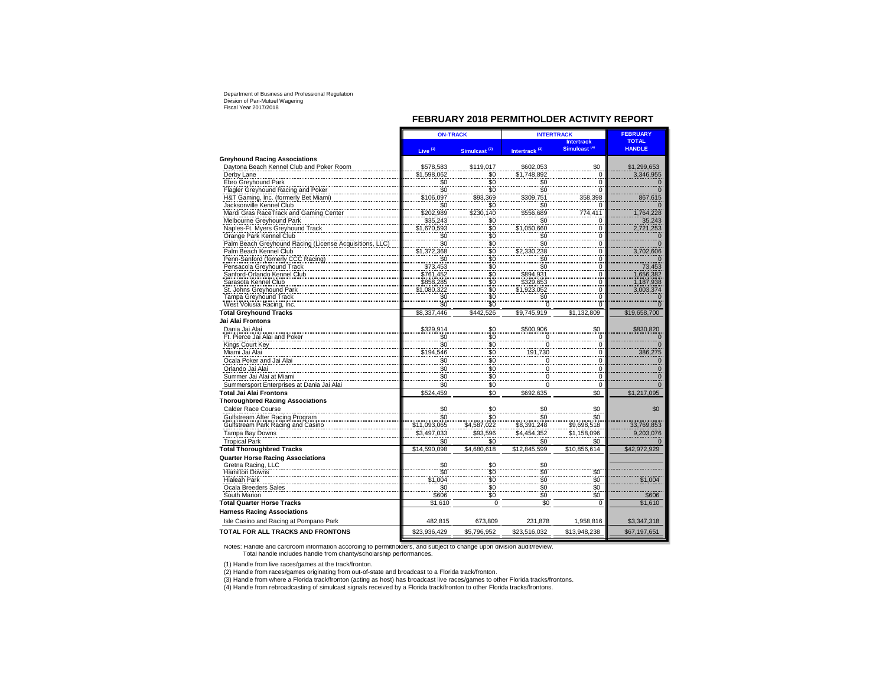Department of Business and Professional Regulation
Division of Pari-Mutuel Wagering
Fiscal Year 2017/2018

## FEBRUARY 2018 PERMITHOLDER ACTIVITY REPORT

| | ON-TRACK | | INTERTRACK | | FEBRUARY |
|---|---|---|---|---|---|
| | Live [1] | Simulcast [2] | Intertrack [3] | Intertrack Simulcast [4] | TOTAL HANDLE |
| **Greyhound Racing Associations** | | | | | |
| Daytona Beach Kennel Club and Poker Room | $578,583 | $119,017 | $602,053 | $0 | $1,299,653 |
| Derby Lane | $1,598,062 | $0 | $1,748,892 | 0 | 3,346,955 |
| Ebro Greyhound Park | $0 | $0 | $0 | 0 | 0 |
| Flagler Greyhound Racing and Poker | $0 | $0 | $0 | 0 | 0 |
| H&T Gaming, Inc. (formerly Bet Miami) | $106,097 | $93,369 | $309,751 | 358,398 | 867,615 |
| Jacksonville Kennel Club | $0 | $0 | $0 | 0 | 0 |
| Mardi Gras RaceTrack and Gaming Center | $202,989 | $230,140 | $556,689 | 774,411 | 1,764,228 |
| Melbourne Greyhound Park | $35,243 | $0 | $0 | 0 | 35,243 |
| Naples-Ft. Myers Greyhound Track | $1,670,593 | $0 | $1,050,660 | 0 | 2,721,253 |
| Orange Park Kennel Club | $0 | $0 | $0 | 0 | 0 |
| Palm Beach Greyhound Racing (License Acquisitions, LLC) | $0 | $0 | $0 | 0 | 0 |
| Palm Beach Kennel Club | $1,372,368 | $0 | $2,330,238 | 0 | 3,702,606 |
| Penn-Sanford (fomerly CCC Racing) | $0 | $0 | $0 | 0 | 0 |
| Pensacola Greyhound Track | $73,453 | $0 | $0 | 0 | 73,453 |
| Sanford-Orlando Kennel Club | $761,452 | $0 | $894,931 | 0 | 1,656,382 |
| Sarasota Kennel Club | $858,285 | $0 | $329,653 | 0 | 1,187,938 |
| St. Johns Greyhound Park | $1,080,322 | $0 | $1,923,052 | 0 | 3,003,374 |
| Tampa Greyhound Track | $0 | $0 | $0 | 0 | 0 |
| West Volusia Racing, Inc. | $0 | $0 | 0 | 0 | 0 |
| **Total Greyhound Tracks** | $8,337,446 | $442,526 | $9,745,919 | $1,132,809 | $19,658,700 |
| **Jai Alai Frontons** | | | | | |
| Dania Jai Alai | $329,914 | $0 | $500,906 | $0 | $830,820 |
| Ft. Pierce Jai Alai and Poker | $0 | $0 | 0 | 0 | 0 |
| Kings Court Key | $0 | $0 | 0 | 0 | 0 |
| Miami Jai Alai | $194,546 | $0 | 191,730 | 0 | 386,275 |
| Ocala Poker and Jai Alai | $0 | $0 | 0 | 0 | 0 |
| Orlando Jai Alai | $0 | $0 | 0 | 0 | 0 |
| Summer Jai Alai at Miami | $0 | $0 | 0 | 0 | 0 |
| Summersport Enterprises at Dania Jai Alai | $0 | $0 | 0 | 0 | 0 |
| **Total Jai Alai Frontons** | $524,459 | $0 | $692,635 | $0 | $1,217,095 |
| **Thoroughbred Racing Associations** | | | | | |
| Calder Race Course | $0 | $0 | $0 | $0 | $0 |
| Gulfstream After Racing Program | $0 | $0 | $0 | $0 | |
| Gulfstream Park Racing and Casino | $11,093,065 | $4,587,022 | $8,391,248 | $9,698,518 | 33,769,853 |
| Tampa Bay Downs | $3,497,033 | $93,596 | $4,454,352 | $1,158,096 | 9,203,076 |
| Tropical Park | $0 | $0 | $0 | $0 | 0 |
| **Total Thoroughbred Tracks** | $14,590,098 | $4,680,618 | $12,845,599 | $10,856,614 | $42,972,929 |
| **Quarter Horse Racing Associations** | | | | | |
| Gretna Racing, LLC | $0 | $0 | $0 | | |
| Hamilton Downs | $0 | $0 | $0 | $0 | |
| Hialeah Park | $1,004 | $0 | $0 | $0 | $1,004 |
| Ocala Breeders Sales | $0 | $0 | $0 | $0 | |
| South Marion | $606 | $0 | $0 | $0 | $606 |
| **Total Quarter Horse Tracks** | $1,610 | 0 | $0 | 0 | $1,610 |
| **Harness Racing Associations** | | | | | |
| Isle Casino and Racing at Pompano Park | 482,815 | 673,809 | 231,878 | 1,958,816 | $3,347,318 |
| **TOTAL FOR ALL TRACKS AND FRONTONS** | $23,936,429 | $5,796,952 | $23,516,032 | $13,948,238 | $67,197,651 |

Notes: Handle and cardroom information according to permitholders, and subject to change upon division audit/review.
Total handle includes handle from charity/scholarship performances.

(1) Handle from live races/games at the track/fronton.
(2) Handle from races/games originating from out-of-state and broadcast to a Florida track/fronton.
(3) Handle from where a Florida track/fronton (acting as host) has broadcast live races/games to other Florida tracks/frontons.
(4) Handle from rebroadcasting of simulcast signals received by a Florida track/fronton to other Florida tracks/frontons.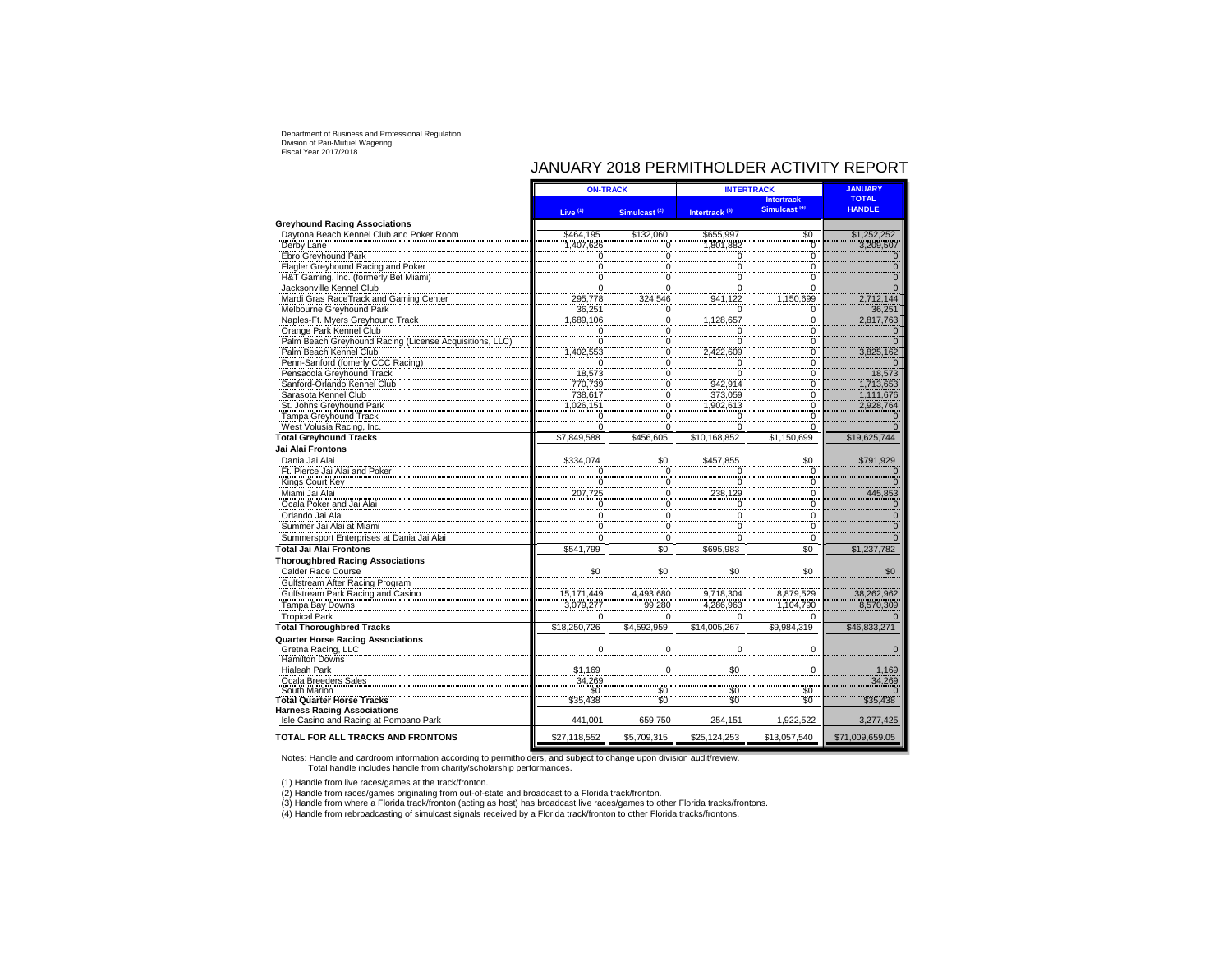Department of Business and Professional Regulation
Division of Pari-Mutuel Wagering
Fiscal Year 2017/2018

# JANUARY 2018 PERMITHOLDER ACTIVITY REPORT

| | ON-TRACK | | INTERTRACK | | JANUARY TOTAL HANDLE |
|---|---|---|---|---|---|
| | Live [1] | Simulcast [2] | Intertrack [3] | Intertrack Simulcast [4] | |
| **Greyhound Racing Associations** | | | | | |
| Daytona Beach Kennel Club and Poker Room | $464,195 | $132,060 | $655,997 | $0 | $1,252,252 |
| Derby Lane | 1,407,626 | 0 | 1,801,882 | 0 | 3,209,507 |
| Ebro Greyhound Park | 0 | 0 | 0 | 0 | 0 |
| Flagler Greyhound Racing and Poker | 0 | 0 | 0 | 0 | 0 |
| H&T Gaming, Inc. (formerly Bet Miami) | 0 | 0 | 0 | 0 | 0 |
| Jacksonville Kennel Club | 0 | 0 | 0 | 0 | 0 |
| Mardi Gras RaceTrack and Gaming Center | 295,778 | 324,546 | 941,122 | 1,150,699 | 2,712,144 |
| Melbourne Greyhound Park | 36,251 | 0 | 0 | 0 | 36,251 |
| Naples-Ft. Myers Greyhound Track | 1,689,106 | 0 | 1,128,657 | 0 | 2,817,763 |
| Orange Park Kennel Club | 0 | 0 | 0 | 0 | 0 |
| Palm Beach Greyhound Racing (License Acquisitions, LLC) | 0 | 0 | 0 | 0 | 0 |
| Palm Beach Kennel Club | 1,402,553 | 0 | 2,422,609 | 0 | 3,825,162 |
| Penn-Sanford (fomerly CCC Racing) | 0 | 0 | 0 | 0 | 0 |
| Pensacola Greyhound Track | 18,573 | 0 | 0 | 0 | 18,573 |
| Sanford-Orlando Kennel Club | 770,739 | 0 | 942,914 | 0 | 1,713,653 |
| Sarasota Kennel Club | 738,617 | 0 | 373,059 | 0 | 1,111,676 |
| St. Johns Greyhound Park | 1,026,151 | 0 | 1,902,613 | 0 | 2,928,764 |
| Tampa Greyhound Track | 0 | 0 | 0 | 0 | 0 |
| West Volusia Racing, Inc. | 0 | 0 | 0 | 0 | 0 |
| **Total Greyhound Tracks** | $7,849,588 | $456,605 | $10,168,852 | $1,150,699 | $19,625,744 |
| **Jai Alai Frontons** | | | | | |
| Dania Jai Alai | $334,074 | $0 | $457,855 | $0 | $791,929 |
| Ft. Pierce Jai Alai and Poker | 0 | 0 | 0 | 0 | 0 |
| Kings Court Key | 0 | 0 | 0 | 0 | 0 |
| Miami Jai Alai | 207,725 | 0 | 238,129 | 0 | 445,853 |
| Ocala Poker and Jai Alai | 0 | 0 | 0 | 0 | 0 |
| Orlando Jai Alai | 0 | 0 | 0 | 0 | 0 |
| Summer Jai Alai at Miami | 0 | 0 | 0 | 0 | 0 |
| Summersport Enterprises at Dania Jai Alai | 0 | 0 | 0 | 0 | 0 |
| **Total Jai Alai Frontons** | $541,799 | $0 | $695,983 | $0 | $1,237,782 |
| **Thoroughbred Racing Associations** | | | | | |
| Calder Race Course | $0 | $0 | $0 | $0 | $0 |
| Gulfstream After Racing Program | | | | | |
| Gulfstream Park Racing and Casino | 15,171,449 | 4,493,680 | 9,718,304 | 8,879,529 | 38,262,962 |
| Tampa Bay Downs | 3,079,277 | 99,280 | 4,286,963 | 1,104,790 | 8,570,309 |
| Tropical Park | 0 | 0 | 0 | 0 | 0 |
| **Total Thoroughbred Tracks** | $18,250,726 | $4,592,959 | $14,005,267 | $9,984,319 | $46,833,271 |
| **Quarter Horse Racing Associations** | | | | | |
| Gretna Racing, LLC | 0 | 0 | 0 | 0 | 0 |
| Hamilton Downs | | | | | |
| Hialeah Park | $1,169 | 0 | $0 | 0 | 1,169 |
| Ocala Breeders Sales | 34,269 | | | | 34,269 |
| South Marion | $0 | $0 | $0 | $0 | 0 |
| **Total Quarter Horse Tracks** | $35,438 | $0 | $0 | $0 | $35,438 |
| **Harness Racing Associations** | | | | | |
| Isle Casino and Racing at Pompano Park | 441,001 | 659,750 | 254,151 | 1,922,522 | 3,277,425 |
| **TOTAL FOR ALL TRACKS AND FRONTONS** | $27,118,552 | $5,709,315 | $25,124,253 | $13,057,540 | $71,009,659.05 |

Notes: Handle and cardroom information according to permitholders, and subject to change upon division audit/review.
Total handle includes handle from charity/scholarship performances.

(1) Handle from live races/games at the track/fronton.
(2) Handle from races/games originating from out-of-state and broadcast to a Florida track/fronton.
(3) Handle from where a Florida track/fronton (acting as host) has broadcast live races/games to other Florida tracks/frontons.
(4) Handle from rebroadcasting of simulcast signals received by a Florida track/fronton to other Florida tracks/frontons.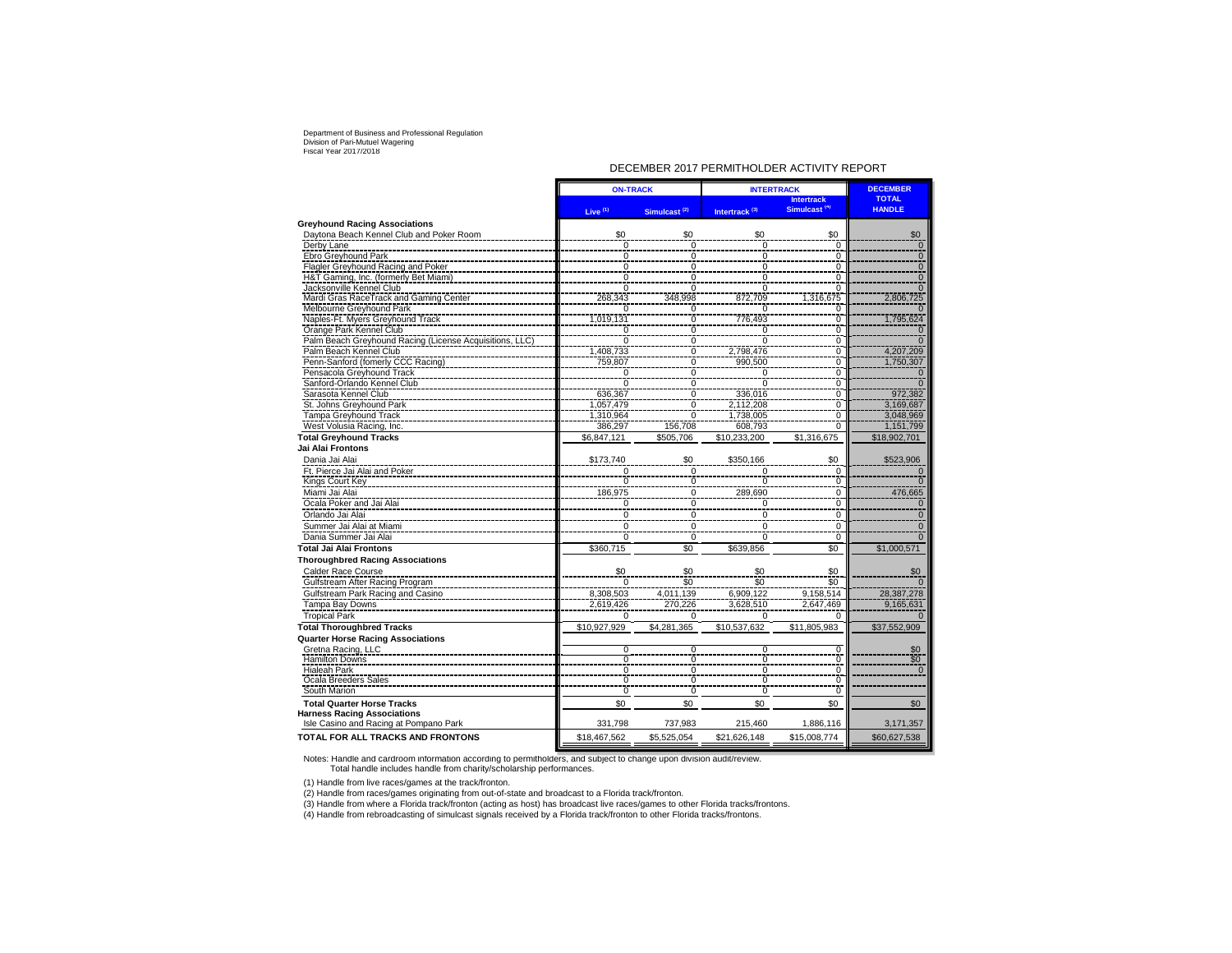Department of Business and Professional Regulation
Division of Pari-Mutuel Wagering
Fiscal Year 2017/2018

## DECEMBER 2017 PERMITHOLDER ACTIVITY REPORT

| | ON-TRACK | | INTERTRACK | | DECEMBER |
|---|---|---|---|---|---|
| | Live [1] | Simulcast [2] | Intertrack [3] | Intertrack Simulcast [4] | TOTAL HANDLE |
| **Greyhound Racing Associations** | | | | | |
| Daytona Beach Kennel Club and Poker Room | $0 | $0 | $0 | $0 | $0 |
| Derby Lane | 0 | 0 | 0 | 0 | 0 |
| Ebro Greyhound Park | 0 | 0 | 0 | 0 | 0 |
| Flagler Greyhound Racing and Poker | 0 | 0 | 0 | 0 | 0 |
| H&T Gaming, Inc. (formerly Bet Miami) | 0 | 0 | 0 | 0 | 0 |
| Jacksonville Kennel Club | 0 | 0 | 0 | 0 | 0 |
| Mardi Gras RaceTrack and Gaming Center | 268,343 | 348,998 | 872,709 | 1,316,675 | 2,806,725 |
| Melbourne Greyhound Park | 0 | 0 | 0 | 0 | 0 |
| Naples-Ft. Myers Greyhound Track | 1,019,131 | 0 | 776,493 | 0 | 1,795,624 |
| Orange Park Kennel Club | 0 | 0 | 0 | 0 | 0 |
| Palm Beach Greyhound Racing (License Acquisitions, LLC) | 0 | 0 | 0 | 0 | 0 |
| Palm Beach Kennel Club | 1,408,733 | 0 | 2,798,476 | 0 | 4,207,209 |
| Penn-Sanford (fomerly CCC Racing) | 759,807 | 0 | 990,500 | 0 | 1,750,307 |
| Pensacola Greyhound Track | 0 | 0 | 0 | 0 | 0 |
| Sanford-Orlando Kennel Club | 0 | 0 | 0 | 0 | 0 |
| Sarasota Kennel Club | 636,367 | 0 | 336,016 | 0 | 972,382 |
| St. Johns Greyhound Park | 1,057,479 | 0 | 2,112,208 | 0 | 3,169,687 |
| Tampa Greyhound Track | 1,310,964 | 0 | 1,738,005 | 0 | 3,048,969 |
| West Volusia Racing, Inc. | 386,297 | 156,708 | 608,793 | 0 | 1,151,799 |
| **Total Greyhound Tracks** | $6,847,121 | $505,706 | $10,233,200 | $1,316,675 | $18,902,701 |
| **Jai Alai Frontons** | | | | | |
| Dania Jai Alai | $173,740 | $0 | $350,166 | $0 | $523,906 |
| Ft. Pierce Jai Alai and Poker | 0 | 0 | 0 | 0 | 0 |
| Kings Court Key | 0 | 0 | 0 | 0 | 0 |
| Miami Jai Alai | 186,975 | 0 | 289,690 | 0 | 476,665 |
| Ocala Poker and Jai Alai | 0 | 0 | 0 | 0 | 0 |
| Orlando Jai Alai | 0 | 0 | 0 | 0 | 0 |
| Summer Jai Alai at Miami | 0 | 0 | 0 | 0 | 0 |
| Dania Summer Jai Alai | 0 | 0 | 0 | 0 | 0 |
| **Total Jai Alai Frontons** | $360,715 | $0 | $639,856 | $0 | $1,000,571 |
| **Thoroughbred Racing Associations** | | | | | |
| Calder Race Course | $0 | $0 | $0 | $0 | $0 |
| Gulfstream After Racing Program | 0 | $0 | $0 | $0 | 0 |
| Gulfstream Park Racing and Casino | 8,308,503 | 4,011,139 | 6,909,122 | 9,158,514 | 28,387,278 |
| Tampa Bay Downs | 2,619,426 | 270,226 | 3,628,510 | 2,647,469 | 9,165,631 |
| Tropical Park | 0 | 0 | 0 | 0 | 0 |
| **Total Thoroughbred Tracks** | $10,927,929 | $4,281,365 | $10,537,632 | $11,805,983 | $37,552,909 |
| **Quarter Horse Racing Associations** | | | | | |
| Gretna Racing, LLC | 0 | 0 | 0 | 0 | $0 |
| Hamilton Downs | 0 | 0 | 0 | 0 | $0 |
| Hialeah Park | 0 | 0 | 0 | 0 | 0 |
| Ocala Breeders Sales | 0 | 0 | 0 | 0 | |
| South Marion | 0 | 0 | 0 | 0 | |
| **Total Quarter Horse Tracks** | $0 | $0 | $0 | $0 | $0 |
| **Harness Racing Associations** | | | | | |
| Isle Casino and Racing at Pompano Park | 331,798 | 737,983 | 215,460 | 1,886,116 | 3,171,357 |
| **TOTAL FOR ALL TRACKS AND FRONTONS** | $18,467,562 | $5,525,054 | $21,626,148 | $15,008,774 | $60,627,538 |

Notes: Handle and cardroom information according to permitholders, and subject to change upon division audit/review.
Total handle includes handle from charity/scholarship performances.

(1) Handle from live races/games at the track/fronton.
(2) Handle from races/games originating from out-of-state and broadcast to a Florida track/fronton.
(3) Handle from where a Florida track/fronton (acting as host) has broadcast live races/games to other Florida tracks/frontons.
(4) Handle from rebroadcasting of simulcast signals received by a Florida track/fronton to other Florida tracks/frontons.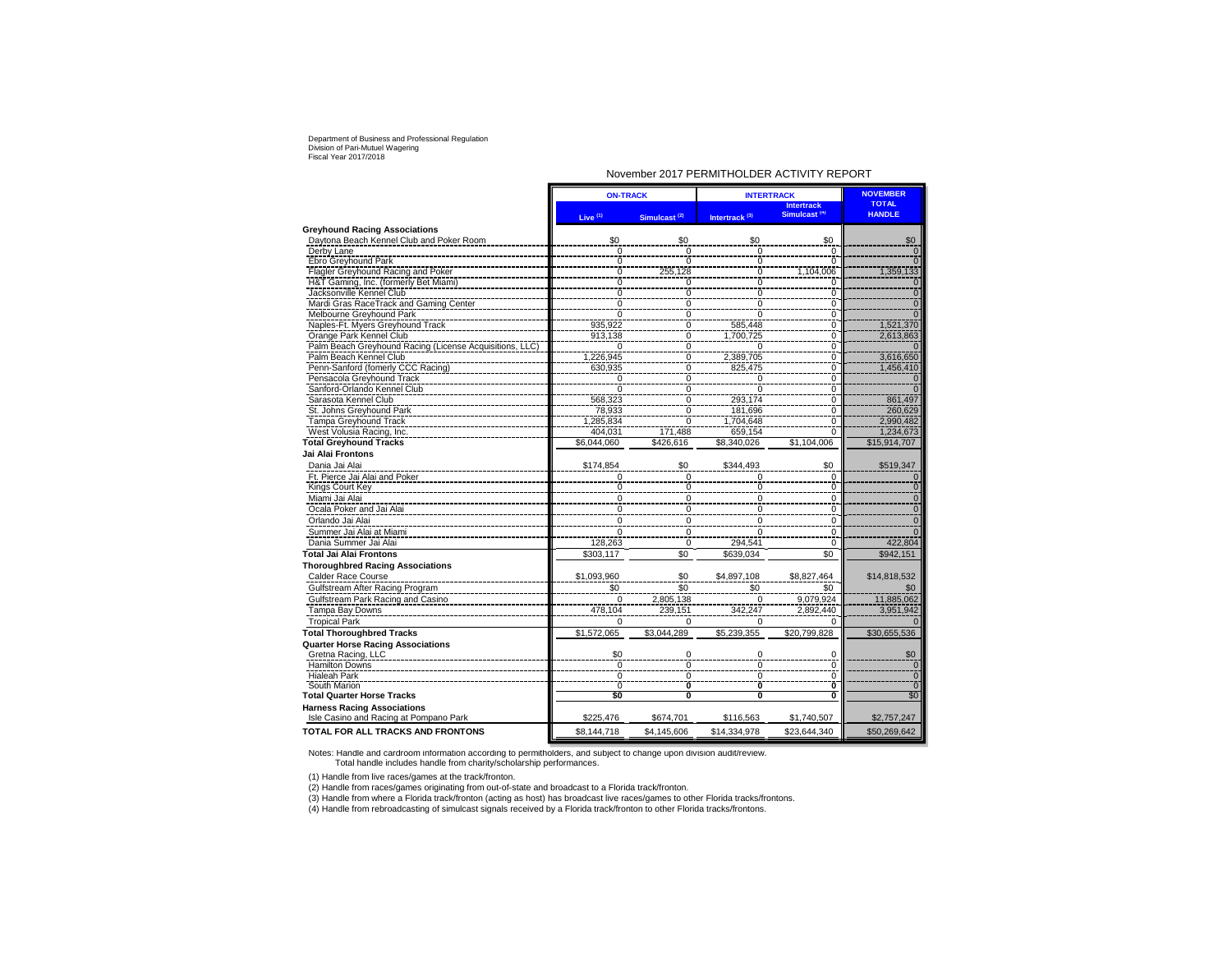Department of Business and Professional Regulation
Division of Pari-Mutuel Wagering
Fiscal Year 2017/2018

## November 2017 PERMITHOLDER ACTIVITY REPORT

| | ON-TRACK | | INTERTRACK | | NOVEMBER TOTAL HANDLE |
|---|---|---|---|---|---|
| | Live [1] | Simulcast [2] | Intertrack [3] | Intertrack Simulcast [4] | |
| **Greyhound Racing Associations** | | | | | |
| Daytona Beach Kennel Club and Poker Room | $0 | $0 | $0 | $0 | $0 |
| Derby Lane | 0 | 0 | 0 | 0 | 0 |
| Ebro Greyhound Park | 0 | 0 | 0 | 0 | 0 |
| Flagler Greyhound Racing and Poker | 0 | 255,128 | 0 | 1,104,006 | 1,359,133 |
| H&T Gaming, Inc. (formerly Bet Miami) | 0 | 0 | 0 | 0 | 0 |
| Jacksonville Kennel Club | 0 | 0 | 0 | 0 | 0 |
| Mardi Gras RaceTrack and Gaming Center | 0 | 0 | 0 | 0 | 0 |
| Melbourne Greyhound Park | 0 | 0 | 0 | 0 | 0 |
| Naples-Ft. Myers Greyhound Track | 935,922 | 0 | 585,448 | 0 | 1,521,370 |
| Orange Park Kennel Club | 913,138 | 0 | 1,700,725 | 0 | 2,613,863 |
| Palm Beach Greyhound Racing (License Acquisitions, LLC) | 0 | 0 | 0 | 0 | 0 |
| Palm Beach Kennel Club | 1,226,945 | 0 | 2,389,705 | 0 | 3,616,650 |
| Penn-Sanford (formerly CCC Racing) | 630,935 | 0 | 825,475 | 0 | 1,456,410 |
| Pensacola Greyhound Track | 0 | 0 | 0 | 0 | 0 |
| Sanford-Orlando Kennel Club | 0 | 0 | 0 | 0 | 0 |
| Sarasota Kennel Club | 568,323 | 0 | 293,174 | 0 | 861,497 |
| St. Johns Greyhound Park | 78,933 | 0 | 181,696 | 0 | 260,629 |
| Tampa Greyhound Track | 1,285,834 | 0 | 1,704,648 | 0 | 2,990,482 |
| West Volusia Racing, Inc. | 404,031 | 171,488 | 659,154 | 0 | 1,234,673 |
| **Total Greyhound Tracks** | $6,044,060 | $426,616 | $8,340,026 | $1,104,006 | $15,914,707 |
| **Jai Alai Frontons** | | | | | |
| Dania Jai Alai | $174,854 | $0 | $344,493 | $0 | $519,347 |
| Ft. Pierce Jai Alai and Poker | 0 | 0 | 0 | 0 | 0 |
| Kings Court Key | 0 | 0 | 0 | 0 | 0 |
| Miami Jai Alai | 0 | 0 | 0 | 0 | 0 |
| Ocala Poker and Jai Alai | 0 | 0 | 0 | 0 | 0 |
| Orlando Jai Alai | 0 | 0 | 0 | 0 | 0 |
| Summer Jai Alai at Miami | 0 | 0 | 0 | 0 | 0 |
| Dania Summer Jai Alai | 128,263 | 0 | 294,541 | 0 | 422,804 |
| **Total Jai Alai Frontons** | $303,117 | $0 | $639,034 | $0 | $942,151 |
| **Thoroughbred Racing Associations** | | | | | |
| Calder Race Course | $1,093,960 | $0 | $4,897,108 | $8,827,464 | $14,818,532 |
| Gulfstream After Racing Program | $0 | $0 | $0 | $0 | $0 |
| Gulfstream Park Racing and Casino | 0 | 2,805,138 | 0 | 9,079,924 | 11,885,062 |
| Tampa Bay Downs | 478,104 | 239,151 | 342,247 | 2,892,440 | 3,951,942 |
| Tropical Park | 0 | 0 | 0 | 0 | 0 |
| **Total Thoroughbred Tracks** | $1,572,065 | $3,044,289 | $5,239,355 | $20,799,828 | $30,655,536 |
| **Quarter Horse Racing Associations** | | | | | |
| Gretna Racing, LLC | $0 | 0 | 0 | 0 | $0 |
| Hamilton Downs | 0 | 0 | 0 | 0 | 0 |
| Hialeah Park | 0 | 0 | 0 | 0 | 0 |
| South Marion | 0 | 0 | 0 | 0 | 0 |
| **Total Quarter Horse Tracks** | $0 | 0 | 0 | 0 | $0 |
| **Harness Racing Associations** | | | | | |
| Isle Casino and Racing at Pompano Park | $225,476 | $674,701 | $116,563 | $1,740,507 | $2,757,247 |
| **TOTAL FOR ALL TRACKS AND FRONTONS** | $8,144,718 | $4,145,606 | $14,334,978 | $23,644,340 | $50,269,642 |

Notes: Handle and cardroom information according to permitholders, and subject to change upon division audit/review.
Total handle includes handle from charity/scholarship performances.

(1) Handle from live races/games at the track/fronton.

(2) Handle from races/games originating from out-of-state and broadcast to a Florida track/fronton.

(3) Handle from where a Florida track/fronton (acting as host) has broadcast live races/games to other Florida tracks/frontons.

(4) Handle from rebroadcasting of simulcast signals received by a Florida track/fronton to other Florida tracks/frontons.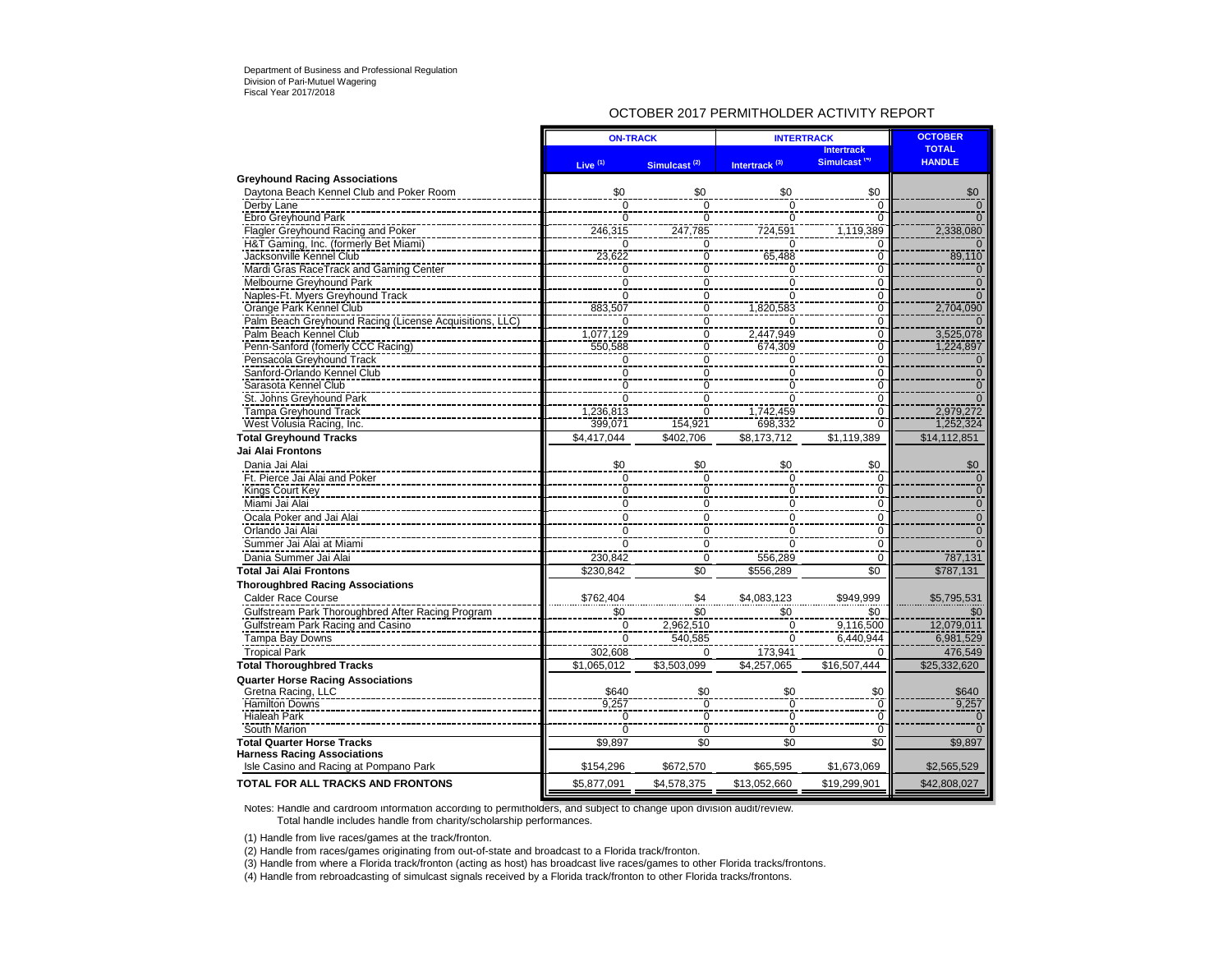Department of Business and Professional Regulation
Division of Pari-Mutuel Wagering
Fiscal Year 2017/2018

## OCTOBER 2017 PERMITHOLDER ACTIVITY REPORT

| | ON-TRACK | | INTERTRACK | | OCTOBER |
|---|---|---|---|---|---|
| | Live (1) | Simulcast (2) | Intertrack (3) | Intertrack Simulcast (4) | TOTAL HANDLE |
| **Greyhound Racing Associations** | | | | | |
| Daytona Beach Kennel Club and Poker Room | $0 | $0 | $0 | $0 | $0 |
| Derby Lane | 0 | 0 | 0 | 0 | 0 |
| Ebro Greyhound Park | 0 | 0 | 0 | 0 | 0 |
| Flagler Greyhound Racing and Poker | 246,315 | 247,785 | 724,591 | 1,119,389 | 2,338,080 |
| H&T Gaming, Inc. (formerly Bet Miami) | 0 | 0 | 0 | 0 | 0 |
| Jacksonville Kennel Club | 23,622 | 0 | 65,488 | 0 | 89,110 |
| Mardi Gras RaceTrack and Gaming Center | 0 | 0 | 0 | 0 | 0 |
| Melbourne Greyhound Park | 0 | 0 | 0 | 0 | 0 |
| Naples-Ft. Myers Greyhound Track | 0 | 0 | 0 | 0 | 0 |
| Orange Park Kennel Club | 883,507 | 0 | 1,820,583 | 0 | 2,704,090 |
| Palm Beach Greyhound Racing (License Acquisitions, LLC) | 0 | 0 | 0 | 0 | 0 |
| Palm Beach Kennel Club | 1,077,129 | 0 | 2,447,949 | 0 | 3,525,078 |
| Penn-Sanford (formerly CCC Racing) | 550,588 | 0 | 674,309 | 0 | 1,224,897 |
| Pensacola Greyhound Track | 0 | 0 | 0 | 0 | 0 |
| Sanford-Orlando Kennel Club | 0 | 0 | 0 | 0 | 0 |
| Sarasota Kennel Club | 0 | 0 | 0 | 0 | 0 |
| St. Johns Greyhound Park | 0 | 0 | 0 | 0 | 0 |
| Tampa Greyhound Track | 1,236,813 | 0 | 1,742,459 | 0 | 2,979,272 |
| West Volusia Racing, Inc. | 399,071 | 154,921 | 698,332 | 0 | 1,252,324 |
| **Total Greyhound Tracks** | $4,417,044 | $402,706 | $8,173,712 | $1,119,389 | $14,112,851 |
| **Jai Alai Frontons** | | | | | |
| Dania Jai Alai | $0 | $0 | $0 | $0 | $0 |
| Ft. Pierce Jai Alai and Poker | 0 | 0 | 0 | 0 | 0 |
| Kings Court Key | 0 | 0 | 0 | 0 | 0 |
| Miami Jai Alai | 0 | 0 | 0 | 0 | 0 |
| Ocala Poker and Jai Alai | 0 | 0 | 0 | 0 | 0 |
| Orlando Jai Alai | 0 | 0 | 0 | 0 | 0 |
| Summer Jai Alai at Miami | 0 | 0 | 0 | 0 | 0 |
| Dania Summer Jai Alai | 230,842 | 0 | 556,289 | 0 | 787,131 |
| **Total Jai Alai Frontons** | $230,842 | $0 | $556,289 | $0 | $787,131 |
| **Thoroughbred Racing Associations** | | | | | |
| Calder Race Course | $762,404 | $4 | $4,083,123 | $949,999 | $5,795,531 |
| Gulfstream Park Thoroughbred After Racing Program | $0 | $0 | $0 | $0 | $0 |
| Gulfstream Park Racing and Casino | 0 | 2,962,510 | 0 | 9,116,500 | 12,079,011 |
| Tampa Bay Downs | 0 | 540,585 | 0 | 6,440,944 | 6,981,529 |
| Tropical Park | 302,608 | 0 | 173,941 | 0 | 476,549 |
| **Total Thoroughbred Tracks** | $1,065,012 | $3,503,099 | $4,257,065 | $16,507,444 | $25,332,620 |
| **Quarter Horse Racing Associations** | | | | | |
| Gretna Racing, LLC | $640 | $0 | $0 | $0 | $640 |
| Hamilton Downs | 9,257 | 0 | 0 | 0 | 9,257 |
| Hialeah Park | 0 | 0 | 0 | 0 | 0 |
| South Marion | 0 | 0 | 0 | 0 | 0 |
| **Total Quarter Horse Tracks** | $9,897 | $0 | $0 | $0 | $9,897 |
| **Harness Racing Associations** | | | | | |
| Isle Casino and Racing at Pompano Park | $154,296 | $672,570 | $65,595 | $1,673,069 | $2,565,529 |
| **TOTAL FOR ALL TRACKS AND FRONTONS** | $5,877,091 | $4,578,375 | $13,052,660 | $19,299,901 | $42,808,027 |

Notes: Handle and cardroom information according to permitholders, and subject to change upon division audit/review.
Total handle includes handle from charity/scholarship performances.

(1) Handle from live races/games at the track/fronton.

(2) Handle from races/games originating from out-of-state and broadcast to a Florida track/fronton.

(3) Handle from where a Florida track/fronton (acting as host) has broadcast live races/games to other Florida tracks/frontons.

(4) Handle from rebroadcasting of simulcast signals received by a Florida track/fronton to other Florida tracks/frontons.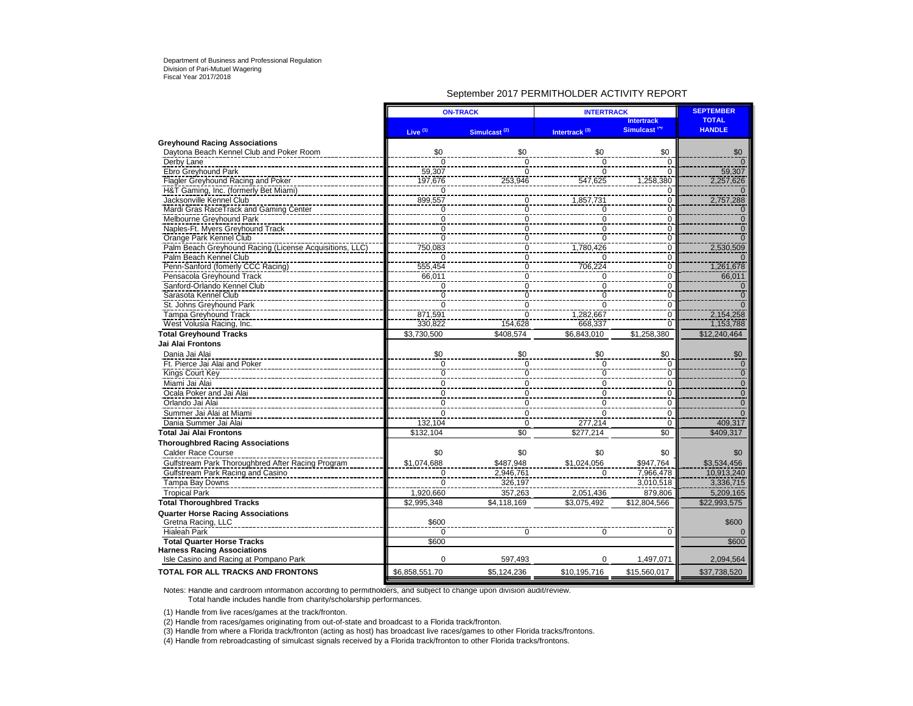Department of Business and Professional Regulation
Division of Pari-Mutuel Wagering
Fiscal Year 2017/2018

## September 2017 PERMITHOLDER ACTIVITY REPORT

| | ON-TRACK | | INTERTRACK | | SEPTEMBER |
|---|---|---|---|---|---|
| | Live (1) | Simulcast (2) | Intertrack (3) | Intertrack Simulcast (4) | TOTAL HANDLE |
| **Greyhound Racing Associations** | | | | | |
| Daytona Beach Kennel Club and Poker Room | $0 | $0 | $0 | $0 | $0 |
| Derby Lane | 0 | 0 | 0 | 0 | 0 |
| Ebro Greyhound Park | 59,307 | 0 | 0 | 0 | 59,307 |
| Flagler Greyhound Racing and Poker | 197,676 | 253,946 | 547,625 | 1,258,380 | 2,257,626 |
| H&T Gaming, Inc. (formerly Bet Miami) | 0 | | | 0 | 0 |
| Jacksonville Kennel Club | 899,557 | 0 | 1,857,731 | 0 | 2,757,288 |
| Mardi Gras RaceTrack and Gaming Center | 0 | 0 | 0 | 0 | 0 |
| Melbourne Greyhound Park | 0 | 0 | 0 | 0 | 0 |
| Naples-Ft. Myers Greyhound Track | 0 | 0 | 0 | 0 | 0 |
| Orange Park Kennel Club | 0 | 0 | 0 | 0 | 0 |
| Palm Beach Greyhound Racing (License Acquisitions, LLC) | 750,083 | 0 | 1,780,426 | 0 | 2,530,509 |
| Palm Beach Kennel Club | 0 | 0 | 0 | 0 | 0 |
| Penn-Sanford (fomerly CCC Racing) | 555,454 | 0 | 706,224 | 0 | 1,261,678 |
| Pensacola Greyhound Track | 66,011 | 0 | 0 | 0 | 66,011 |
| Sanford-Orlando Kennel Club | 0 | 0 | 0 | 0 | 0 |
| Sarasota Kennel Club | 0 | 0 | 0 | 0 | 0 |
| St. Johns Greyhound Park | 0 | 0 | 0 | 0 | 0 |
| Tampa Greyhound Track | 871,591 | 0 | 1,282,667 | 0 | 2,154,258 |
| West Volusia Racing, Inc. | 330,822 | 154,628 | 668,337 | 0 | 1,153,788 |
| **Total Greyhound Tracks** | $3,730,500 | $408,574 | $6,843,010 | $1,258,380 | $12,240,464 |
| **Jai Alai Frontons** | | | | | |
| Dania Jai Alai | $0 | $0 | $0 | $0 | $0 |
| Ft. Pierce Jai Alai and Poker | 0 | 0 | 0 | 0 | 0 |
| Kings Court Key | 0 | 0 | 0 | 0 | 0 |
| Miami Jai Alai | 0 | 0 | 0 | 0 | 0 |
| Ocala Poker and Jai Alai | 0 | 0 | 0 | 0 | 0 |
| Orlando Jai Alai | 0 | 0 | 0 | 0 | 0 |
| Summer Jai Alai at Miami | 0 | 0 | 0 | 0 | 0 |
| Dania Summer Jai Alai | 132,104 | 0 | 277,214 | 0 | 409,317 |
| **Total Jai Alai Frontons** | $132,104 | $0 | $277,214 | $0 | $409,317 |
| **Thoroughbred Racing Associations** | | | | | |
| Calder Race Course | $0 | $0 | $0 | $0 | $0 |
| Gulfstream Park Thoroughbred After Racing Program | $1,074,688 | $487,948 | $1,024,056 | $947,764 | $3,534,456 |
| Gulfstream Park Racing and Casino | 0 | 2,946,761 | 0 | 7,966,478 | 10,913,240 |
| Tampa Bay Downs | 0 | 326,197 | | 3,010,518 | 3,336,715 |
| Tropical Park | 1,920,660 | 357,263 | 2,051,436 | 879,806 | 5,209,165 |
| **Total Thoroughbred Tracks** | $2,995,348 | $4,118,169 | $3,075,492 | $12,804,566 | $22,993,575 |
| **Quarter Horse Racing Associations** | | | | | |
| Gretna Racing, LLC | $600 | | | | $600 |
| Hialeah Park | 0 | 0 | 0 | 0 | 0 |
| **Total Quarter Horse Tracks** | $600 | | | | $600 |
| **Harness Racing Associations** | | | | | |
| Isle Casino and Racing at Pompano Park | 0 | 597,493 | 0 | 1,497,071 | 2,094,564 |
| **TOTAL FOR ALL TRACKS AND FRONTONS** | $6,858,551.70 | $5,124,236 | $10,195,716 | $15,560,017 | $37,738,520 |

Notes: Handle and cardroom information according to permitholders, and subject to change upon division audit/review.
Total handle includes handle from charity/scholarship performances.

(1) Handle from live races/games at the track/fronton.

(2) Handle from races/games originating from out-of-state and broadcast to a Florida track/fronton.

(3) Handle from where a Florida track/fronton (acting as host) has broadcast live races/games to other Florida tracks/frontons.

(4) Handle from rebroadcasting of simulcast signals received by a Florida track/fronton to other Florida tracks/frontons.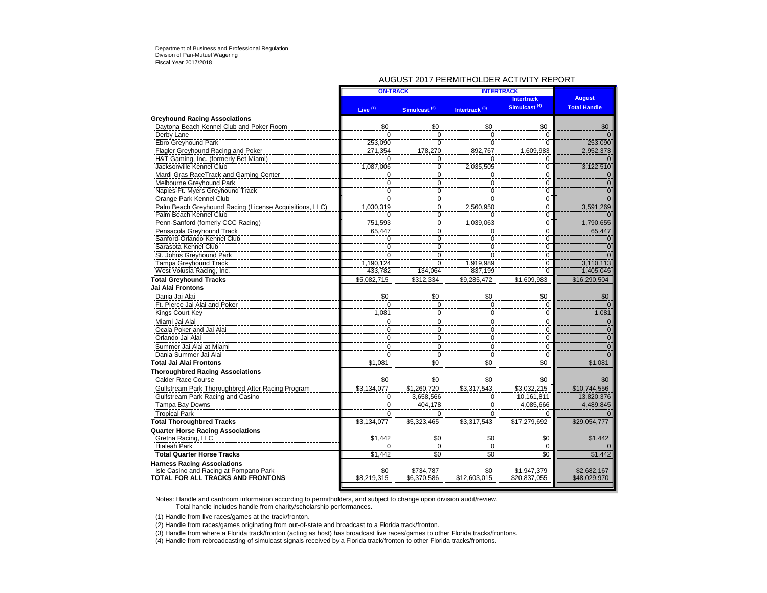Department of Business and Professional Regulation
Division of Pari-Mutuel Wagering
Fiscal Year 2017/2018

## AUGUST 2017 PERMITHOLDER ACTIVITY REPORT

| | ON-TRACK | | INTERTRACK | | |
|---|---|---|---|---|---|
| | Live (1) | Simulcast (2) | Intertrack (3) | Intertrack Simulcast (4) | August Total Handle |
| **Greyhound Racing Associations** | | | | | |
| Daytona Beach Kennel Club and Poker Room | $0 | $0 | $0 | $0 | $0 |
| Derby Lane | 0 | 0 | 0 | 0 | 0 |
| Ebro Greyhound Park | 253,090 | 0 | 0 | 0 | 253,090 |
| Flagler Greyhound Racing and Poker | 271,354 | 178,270 | 892,767 | 1,609,983 | 2,952,373 |
| H&T Gaming, Inc. (formerly Bet Miami) | 0 | 0 | 0 | 0 | 0 |
| Jacksonville Kennel Club | 1,087,006 | 0 | 2,035,505 | 0 | 3,122,510 |
| Mardi Gras RaceTrack and Gaming Center | 0 | 0 | 0 | 0 | 0 |
| Melbourne Greyhound Park | 0 | 0 | 0 | 0 | 0 |
| Naples-Ft. Myers Greyhound Track | 0 | 0 | 0 | 0 | 0 |
| Orange Park Kennel Club | 0 | 0 | 0 | 0 | 0 |
| Palm Beach Greyhound Racing (License Acquisitions, LLC) | 1,030,319 | 0 | 2,560,950 | 0 | 3,591,269 |
| Palm Beach Kennel Club | 0 | 0 | 0 | 0 | 0 |
| Penn-Sanford (fomerly CCC Racing) | 751,593 | 0 | 1,039,063 | 0 | 1,790,655 |
| Pensacola Greyhound Track | 65,447 | 0 | 0 | 0 | 65,447 |
| Sanford-Orlando Kennel Club | 0 | 0 | 0 | 0 | 0 |
| Sarasota Kennel Club | 0 | 0 | 0 | 0 | 0 |
| St. Johns Greyhound Park | 0 | 0 | 0 | 0 | 0 |
| Tampa Greyhound Track | 1,190,124 | 0 | 1,919,989 | 0 | 3,110,113 |
| West Volusia Racing, Inc. | 433,782 | 134,064 | 837,199 | 0 | 1,405,045 |
| **Total Greyhound Tracks** | $5,082,715 | $312,334 | $9,285,472 | $1,609,983 | $16,290,504 |
| **Jai Alai Frontons** | | | | | |
| Dania Jai Alai | $0 | $0 | $0 | $0 | $0 |
| Ft. Pierce Jai Alai and Poker | 0 | 0 | 0 | 0 | 0 |
| Kings Court Key | 1,081 | 0 | 0 | 0 | 1,081 |
| Miami Jai Alai | 0 | 0 | 0 | 0 | 0 |
| Ocala Poker and Jai Alai | 0 | 0 | 0 | 0 | 0 |
| Orlando Jai Alai | 0 | 0 | 0 | 0 | 0 |
| Summer Jai Alai at Miami | 0 | 0 | 0 | 0 | 0 |
| Dania Summer Jai Alai | 0 | 0 | 0 | 0 | 0 |
| **Total Jai Alai Frontons** | $1,081 | $0 | $0 | $0 | $1,081 |
| **Thoroughbred Racing Associations** | | | | | |
| Calder Race Course | $0 | $0 | $0 | $0 | $0 |
| Gulfstream Park Thoroughbred After Racing Program | $3,134,077 | $1,260,720 | $3,317,543 | $3,032,215 | $10,744,556 |
| Gulfstream Park Racing and Casino | 0 | 3,658,566 | 0 | 10,161,811 | 13,820,376 |
| Tampa Bay Downs | 0 | 404,178 | 0 | 4,085,666 | 4,489,845 |
| Tropical Park | 0 | 0 | 0 | 0 | 0 |
| **Total Thoroughbred Tracks** | $3,134,077 | $5,323,465 | $3,317,543 | $17,279,692 | $29,054,777 |
| **Quarter Horse Racing Associations** | | | | | |
| Gretna Racing, LLC | $1,442 | $0 | $0 | $0 | $1,442 |
| Hialeah Park | 0 | 0 | 0 | 0 | 0 |
| **Total Quarter Horse Tracks** | $1,442 | $0 | $0 | $0 | $1,442 |
| **Harness Racing Associations** | | | | | |
| Isle Casino and Racing at Pompano Park | $0 | $734,787 | $0 | $1,947,379 | $2,682,167 |
| **TOTAL FOR ALL TRACKS AND FRONTONS** | $8,219,315 | $6,370,586 | $12,603,015 | $20,837,055 | $48,029,970 |

Notes: Handle and cardroom information according to permitholders, and subject to change upon division audit/review.
Total handle includes handle from charity/scholarship performances.

(1) Handle from live races/games at the track/fronton.

(2) Handle from races/games originating from out-of-state and broadcast to a Florida track/fronton.

(3) Handle from where a Florida track/fronton (acting as host) has broadcast live races/games to other Florida tracks/frontons.

(4) Handle from rebroadcasting of simulcast signals received by a Florida track/fronton to other Florida tracks/frontons.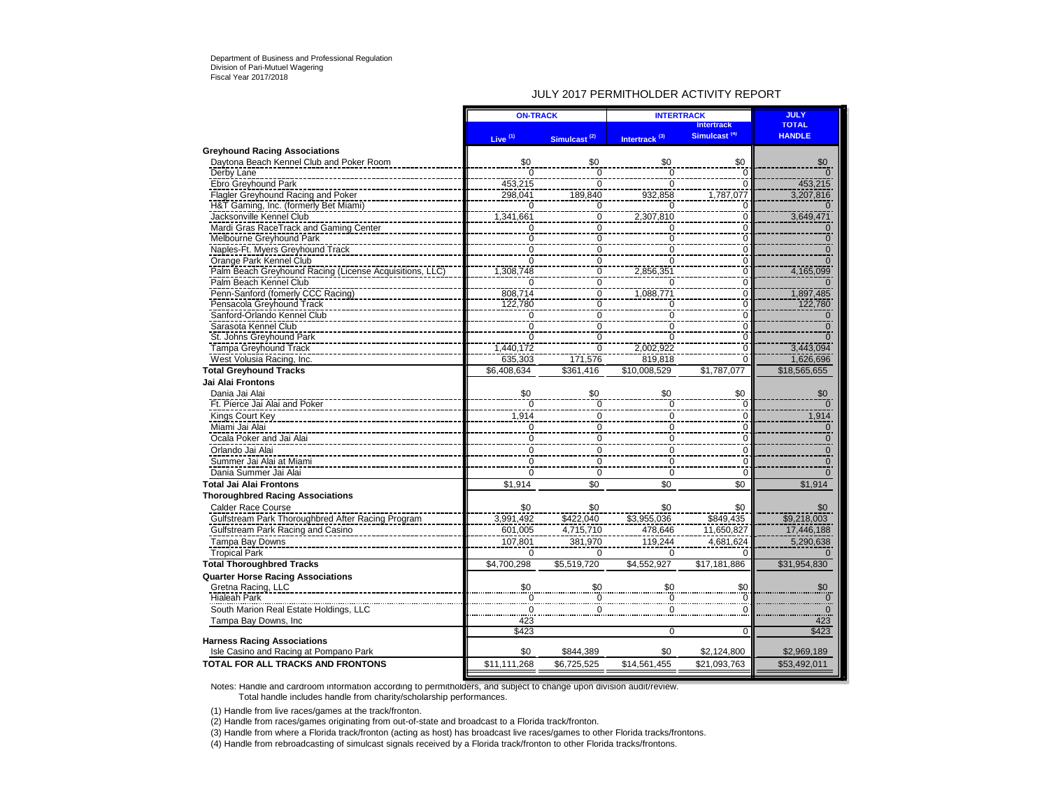Department of Business and Professional Regulation
Division of Pari-Mutuel Wagering
Fiscal Year 2017/2018

## JULY 2017 PERMITHOLDER ACTIVITY REPORT

| | ON-TRACK | | INTERTRACK | | JULY TOTAL HANDLE |
|---|---|---|---|---|---|
| | Live (1) | Simulcast (2) | Intertrack (3) | Intertrack Simulcast (4) | |
| **Greyhound Racing Associations** | | | | | |
| Daytona Beach Kennel Club and Poker Room | $0 | $0 | $0 | $0 | $0 |
| Derby Lane | 0 | 0 | 0 | 0 | 0 |
| Ebro Greyhound Park | 453,215 | 0 | 0 | 0 | 453,215 |
| Flagler Greyhound Racing and Poker | 298,041 | 189,840 | 932,858 | 1,787,077 | 3,207,816 |
| H&T Gaming, Inc. (formerly Bet Miami) | 0 | 0 | 0 | 0 | 0 |
| Jacksonville Kennel Club | 1,341,661 | 0 | 2,307,810 | 0 | 3,649,471 |
| Mardi Gras RaceTrack and Gaming Center | 0 | 0 | 0 | 0 | 0 |
| Melbourne Greyhound Park | 0 | 0 | 0 | 0 | 0 |
| Naples-Ft. Myers Greyhound Track | 0 | 0 | 0 | 0 | 0 |
| Orange Park Kennel Club | 0 | 0 | 0 | 0 | 0 |
| Palm Beach Greyhound Racing (License Acquisitions, LLC) | 1,308,748 | 0 | 2,856,351 | 0 | 4,165,099 |
| Palm Beach Kennel Club | 0 | 0 | 0 | 0 | 0 |
| Penn-Sanford (fomerly CCC Racing) | 808,714 | 0 | 1,088,771 | 0 | 1,897,485 |
| Pensacola Greyhound Track | 122,780 | 0 | 0 | 0 | 122,780 |
| Sanford-Orlando Kennel Club | 0 | 0 | 0 | 0 | 0 |
| Sarasota Kennel Club | 0 | 0 | 0 | 0 | 0 |
| St. Johns Greyhound Park | 0 | 0 | 0 | 0 | 0 |
| Tampa Greyhound Track | 1,440,172 | 0 | 2,002,922 | 0 | 3,443,094 |
| West Volusia Racing, Inc. | 635,303 | 171,576 | 819,818 | 0 | 1,626,696 |
| **Total Greyhound Tracks** | $6,408,634 | $361,416 | $10,008,529 | $1,787,077 | $18,565,655 |
| **Jai Alai Frontons** | | | | | |
| Dania Jai Alai | $0 | $0 | $0 | $0 | $0 |
| Ft. Pierce Jai Alai and Poker | 0 | 0 | 0 | 0 | 0 |
| Kings Court Key | 1,914 | 0 | 0 | 0 | 1,914 |
| Miami Jai Alai | 0 | 0 | 0 | 0 | 0 |
| Ocala Poker and Jai Alai | 0 | 0 | 0 | 0 | 0 |
| Orlando Jai Alai | 0 | 0 | 0 | 0 | 0 |
| Summer Jai Alai at Miami | 0 | 0 | 0 | 0 | 0 |
| Dania Summer Jai Alai | 0 | 0 | 0 | 0 | 0 |
| **Total Jai Alai Frontons** | $1,914 | $0 | $0 | $0 | $1,914 |
| **Thoroughbred Racing Associations** | | | | | |
| Calder Race Course | $0 | $0 | $0 | $0 | $0 |
| Gulfstream Park Thoroughbred After Racing Program | 3,991,492 | $422,040 | $3,955,036 | $849,435 | $9,218,003 |
| Gulfstream Park Racing and Casino | 601,005 | 4,715,710 | 478,646 | 11,650,827 | 17,446,188 |
| Tampa Bay Downs | 107,801 | 381,970 | 119,244 | 4,681,624 | 5,290,638 |
| Tropical Park | 0 | 0 | 0 | 0 | 0 |
| **Total Thoroughbred Tracks** | $4,700,298 | $5,519,720 | $4,552,927 | $17,181,886 | $31,954,830 |
| **Quarter Horse Racing Associations** | | | | | |
| Gretna Racing, LLC | $0 | $0 | $0 | $0 | $0 |
| Hialeah Park | 0 | 0 | 0 | 0 | 0 |
| South Marion Real Estate Holdings, LLC | 0 | 0 | 0 | 0 | 0 |
| Tampa Bay Downs, Inc | 423 | | | | 423 |
| | $423 | | 0 | 0 | $423 |
| **Harness Racing Associations** | | | | | |
| Isle Casino and Racing at Pompano Park | $0 | $844,389 | $0 | $2,124,800 | $2,969,189 |
| **TOTAL FOR ALL TRACKS AND FRONTONS** | $11,111,268 | $6,725,525 | $14,561,455 | $21,093,763 | $53,492,011 |

Notes: Handle and cardroom information according to permitholders, and subject to change upon division audit/review.
Total handle includes handle from charity/scholarship performances.

(1) Handle from live races/games at the track/fronton.

(2) Handle from races/games originating from out-of-state and broadcast to a Florida track/fronton.

(3) Handle from where a Florida track/fronton (acting as host) has broadcast live races/games to other Florida tracks/frontons.

(4) Handle from rebroadcasting of simulcast signals received by a Florida track/fronton to other Florida tracks/frontons.